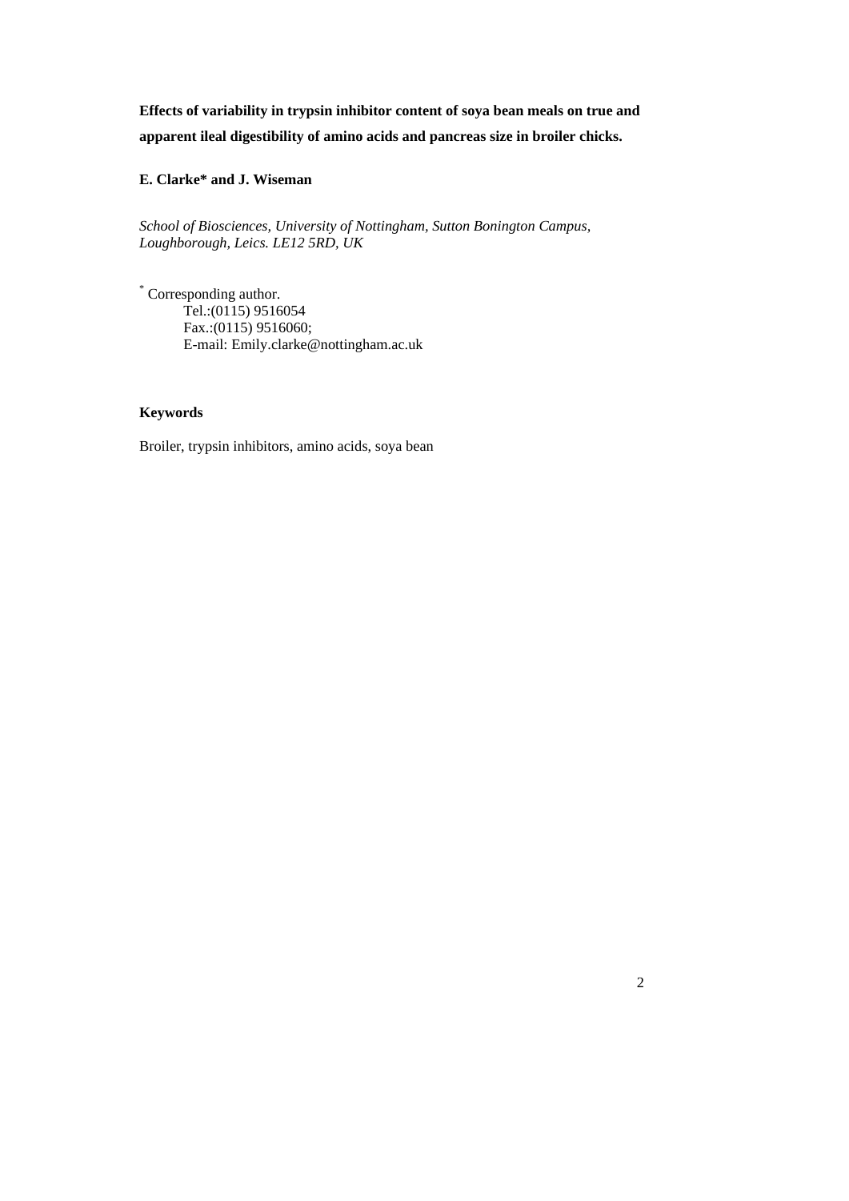**Effects of variability in trypsin inhibitor content of soya bean meals on true and apparent ileal digestibility of amino acids and pancreas size in broiler chicks.**

**E. Clarke\* and J. Wiseman**

*School of Biosciences, University of Nottingham, Sutton Bonington Campus, Loughborough, Leics. LE12 5RD, UK*

[*] Corresponding author.
Tel.:(0115) 9516054
Fax.:(0115) 9516060;
E-mail: Emily.clarke@nottingham.ac.uk

**Keywords**

Broiler, trypsin inhibitors, amino acids, soya bean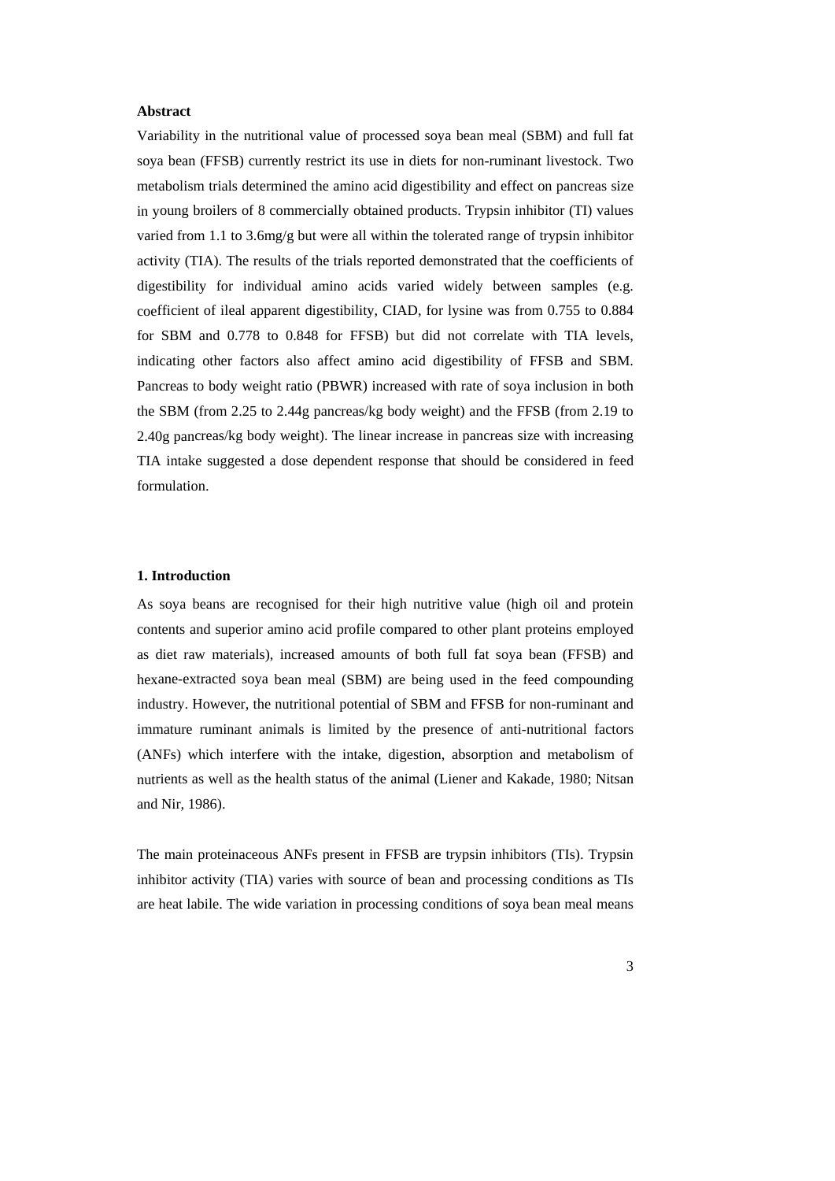## Abstract

Variability in the nutritional value of processed soya bean meal (SBM) and full fat soya bean (FFSB) currently restrict its use in diets for non-ruminant livestock. Two metabolism trials determined the amino acid digestibility and effect on pancreas size in young broilers of 8 commercially obtained products. Trypsin inhibitor (TI) values varied from 1.1 to 3.6mg/g but were all within the tolerated range of trypsin inhibitor activity (TIA). The results of the trials reported demonstrated that the coefficients of digestibility for individual amino acids varied widely between samples (e.g. coefficient of ileal apparent digestibility, CIAD, for lysine was from 0.755 to 0.884 for SBM and 0.778 to 0.848 for FFSB) but did not correlate with TIA levels, indicating other factors also affect amino acid digestibility of FFSB and SBM. Pancreas to body weight ratio (PBWR) increased with rate of soya inclusion in both the SBM (from 2.25 to 2.44g pancreas/kg body weight) and the FFSB (from 2.19 to 2.40g pancreas/kg body weight). The linear increase in pancreas size with increasing TIA intake suggested a dose dependent response that should be considered in feed formulation.

## 1. Introduction

As soya beans are recognised for their high nutritive value (high oil and protein contents and superior amino acid profile compared to other plant proteins employed as diet raw materials), increased amounts of both full fat soya bean (FFSB) and hexane-extracted soya bean meal (SBM) are being used in the feed compounding industry. However, the nutritional potential of SBM and FFSB for non-ruminant and immature ruminant animals is limited by the presence of anti-nutritional factors (ANFs) which interfere with the intake, digestion, absorption and metabolism of nutrients as well as the health status of the animal (Liener and Kakade, 1980; Nitsan and Nir, 1986).

The main proteinaceous ANFs present in FFSB are trypsin inhibitors (TIs). Trypsin inhibitor activity (TIA) varies with source of bean and processing conditions as TIs are heat labile. The wide variation in processing conditions of soya bean meal means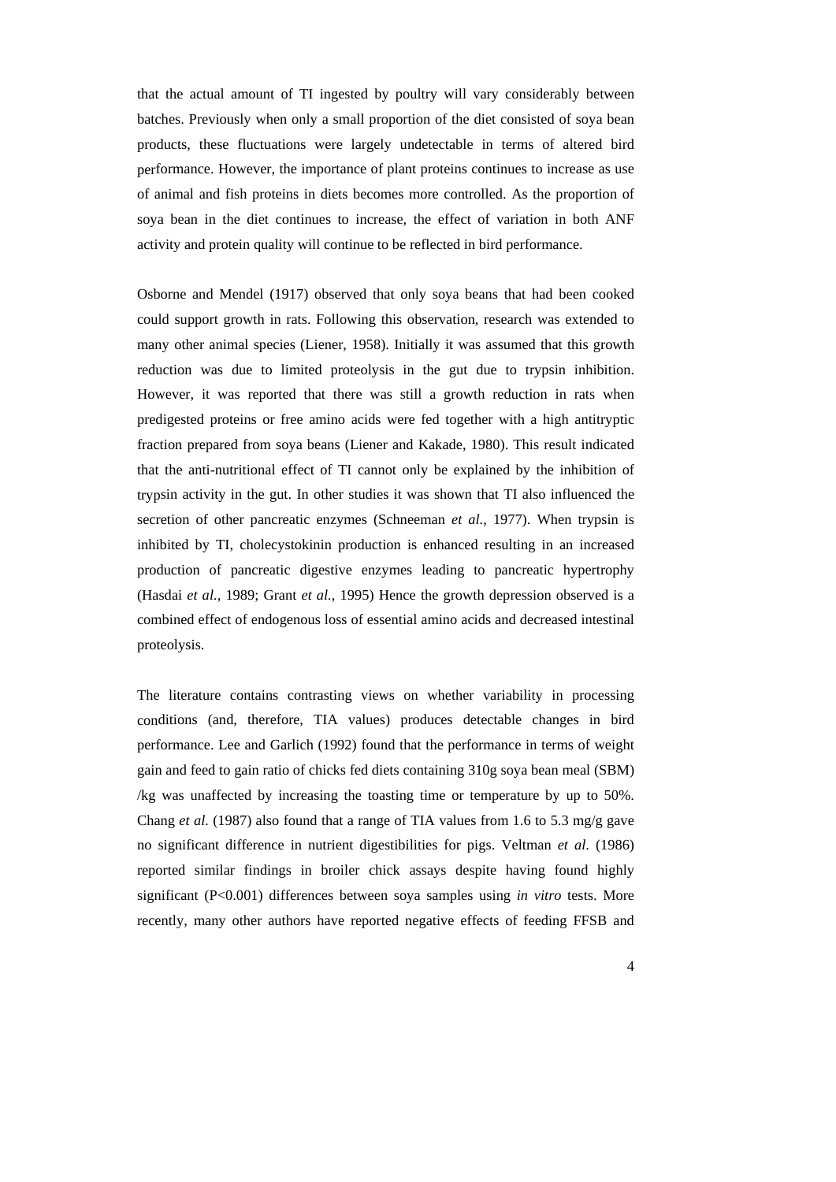that the actual amount of TI ingested by poultry will vary considerably between batches. Previously when only a small proportion of the diet consisted of soya bean products, these fluctuations were largely undetectable in terms of altered bird performance. However, the importance of plant proteins continues to increase as use of animal and fish proteins in diets becomes more controlled. As the proportion of soya bean in the diet continues to increase, the effect of variation in both ANF activity and protein quality will continue to be reflected in bird performance.

Osborne and Mendel (1917) observed that only soya beans that had been cooked could support growth in rats. Following this observation, research was extended to many other animal species (Liener, 1958). Initially it was assumed that this growth reduction was due to limited proteolysis in the gut due to trypsin inhibition. However, it was reported that there was still a growth reduction in rats when predigested proteins or free amino acids were fed together with a high antitryptic fraction prepared from soya beans (Liener and Kakade, 1980). This result indicated that the anti-nutritional effect of TI cannot only be explained by the inhibition of trypsin activity in the gut. In other studies it was shown that TI also influenced the secretion of other pancreatic enzymes (Schneeman *et al.*, 1977). When trypsin is inhibited by TI, cholecystokinin production is enhanced resulting in an increased production of pancreatic digestive enzymes leading to pancreatic hypertrophy (Hasdai *et al.*, 1989; Grant *et al.*, 1995) Hence the growth depression observed is a combined effect of endogenous loss of essential amino acids and decreased intestinal proteolysis.

The literature contains contrasting views on whether variability in processing conditions (and, therefore, TIA values) produces detectable changes in bird performance. Lee and Garlich (1992) found that the performance in terms of weight gain and feed to gain ratio of chicks fed diets containing 310g soya bean meal (SBM) /kg was unaffected by increasing the toasting time or temperature by up to 50%. Chang *et al.* (1987) also found that a range of TIA values from 1.6 to 5.3 mg/g gave no significant difference in nutrient digestibilities for pigs. Veltman *et al.* (1986) reported similar findings in broiler chick assays despite having found highly significant ($P<0.001$) differences between soya samples using *in vitro* tests. More recently, many other authors have reported negative effects of feeding FFSB and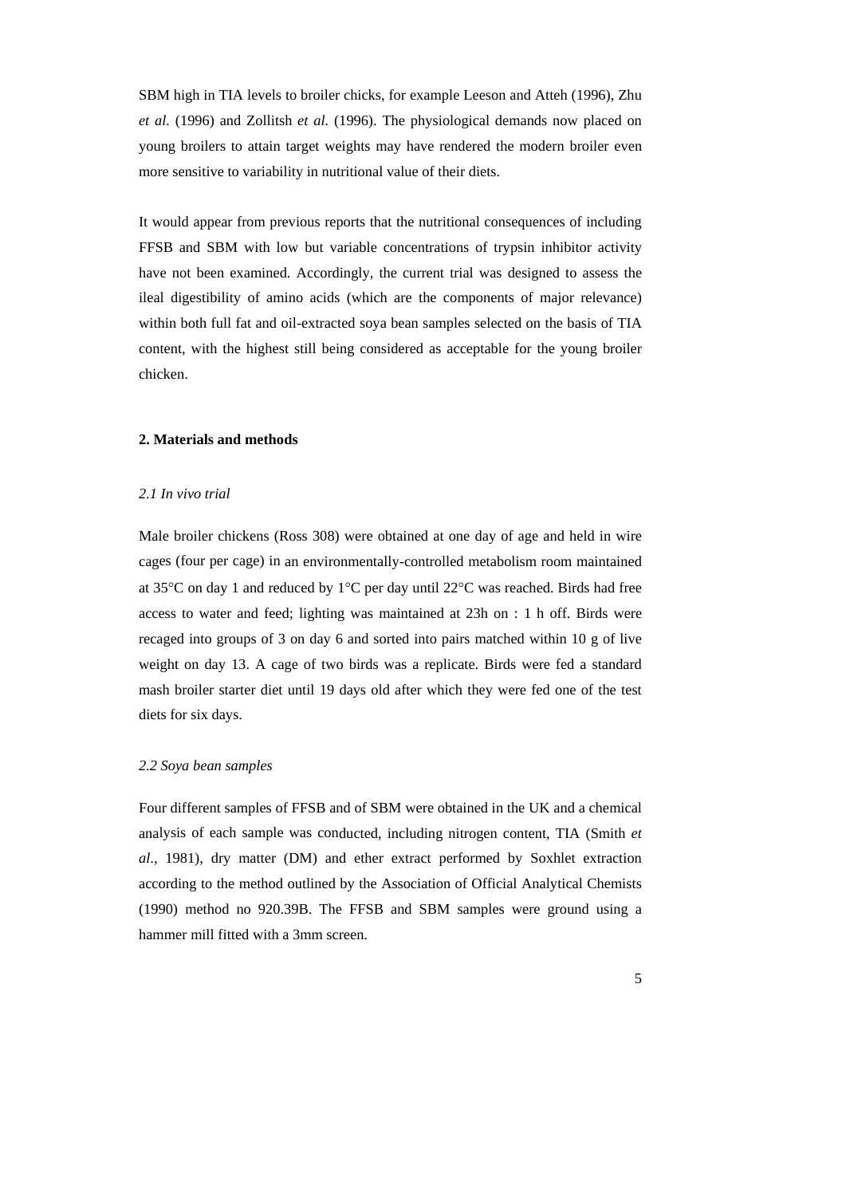SBM high in TIA levels to broiler chicks, for example Leeson and Atteh (1996), Zhu *et al.* (1996) and Zollitsh *et al.* (1996). The physiological demands now placed on young broilers to attain target weights may have rendered the modern broiler even more sensitive to variability in nutritional value of their diets.

It would appear from previous reports that the nutritional consequences of including FFSB and SBM with low but variable concentrations of trypsin inhibitor activity have not been examined. Accordingly, the current trial was designed to assess the ileal digestibility of amino acids (which are the components of major relevance) within both full fat and oil-extracted soya bean samples selected on the basis of TIA content, with the highest still being considered as acceptable for the young broiler chicken.

## 2. Materials and methods

### *2.1 In vivo trial*

Male broiler chickens (Ross 308) were obtained at one day of age and held in wire cages (four per cage) in an environmentally-controlled metabolism room maintained at 35°C on day 1 and reduced by 1°C per day until 22°C was reached. Birds had free access to water and feed; lighting was maintained at 23h on : 1 h off. Birds were recaged into groups of 3 on day 6 and sorted into pairs matched within 10 g of live weight on day 13. A cage of two birds was a replicate. Birds were fed a standard mash broiler starter diet until 19 days old after which they were fed one of the test diets for six days.

### *2.2 Soya bean samples*

Four different samples of FFSB and of SBM were obtained in the UK and a chemical analysis of each sample was conducted, including nitrogen content, TIA (Smith *et al*., 1981), dry matter (DM) and ether extract performed by Soxhlet extraction according to the method outlined by the Association of Official Analytical Chemists (1990) method no 920.39B. The FFSB and SBM samples were ground using a hammer mill fitted with a 3mm screen.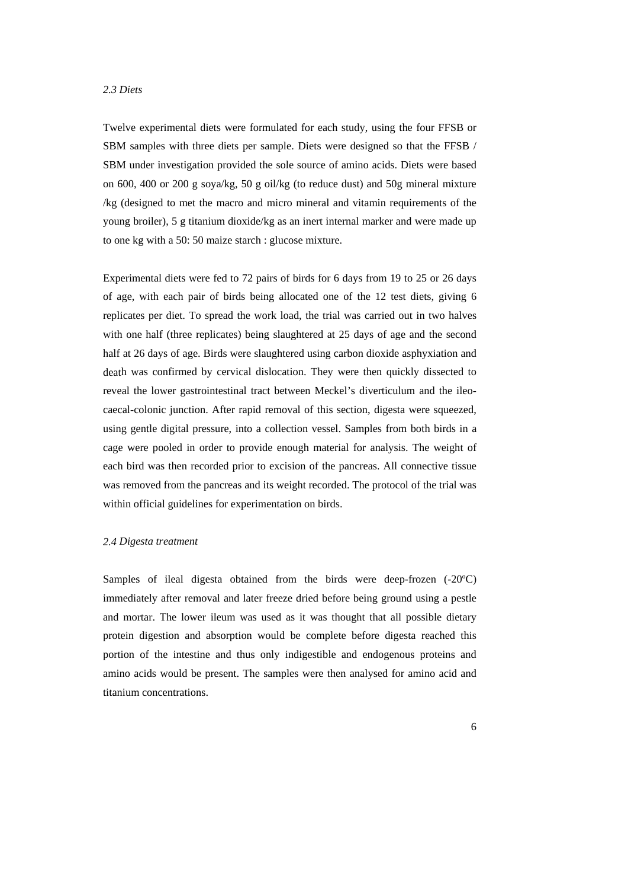*2.3 Diets*

Twelve experimental diets were formulated for each study, using the four FFSB or SBM samples with three diets per sample. Diets were designed so that the FFSB / SBM under investigation provided the sole source of amino acids. Diets were based on 600, 400 or 200 g soya/kg, 50 g oil/kg (to reduce dust) and 50g mineral mixture /kg (designed to met the macro and micro mineral and vitamin requirements of the young broiler), 5 g titanium dioxide/kg as an inert internal marker and were made up to one kg with a 50: 50 maize starch : glucose mixture.

Experimental diets were fed to 72 pairs of birds for 6 days from 19 to 25 or 26 days of age, with each pair of birds being allocated one of the 12 test diets, giving 6 replicates per diet. To spread the work load, the trial was carried out in two halves with one half (three replicates) being slaughtered at 25 days of age and the second half at 26 days of age. Birds were slaughtered using carbon dioxide asphyxiation and death was confirmed by cervical dislocation. They were then quickly dissected to reveal the lower gastrointestinal tract between Meckel's diverticulum and the ileo-caecal-colonic junction. After rapid removal of this section, digesta were squeezed, using gentle digital pressure, into a collection vessel. Samples from both birds in a cage were pooled in order to provide enough material for analysis. The weight of each bird was then recorded prior to excision of the pancreas. All connective tissue was removed from the pancreas and its weight recorded. The protocol of the trial was within official guidelines for experimentation on birds.

*2.4 Digesta treatment*

Samples of ileal digesta obtained from the birds were deep-frozen (-20ºC) immediately after removal and later freeze dried before being ground using a pestle and mortar. The lower ileum was used as it was thought that all possible dietary protein digestion and absorption would be complete before digesta reached this portion of the intestine and thus only indigestible and endogenous proteins and amino acids would be present. The samples were then analysed for amino acid and titanium concentrations.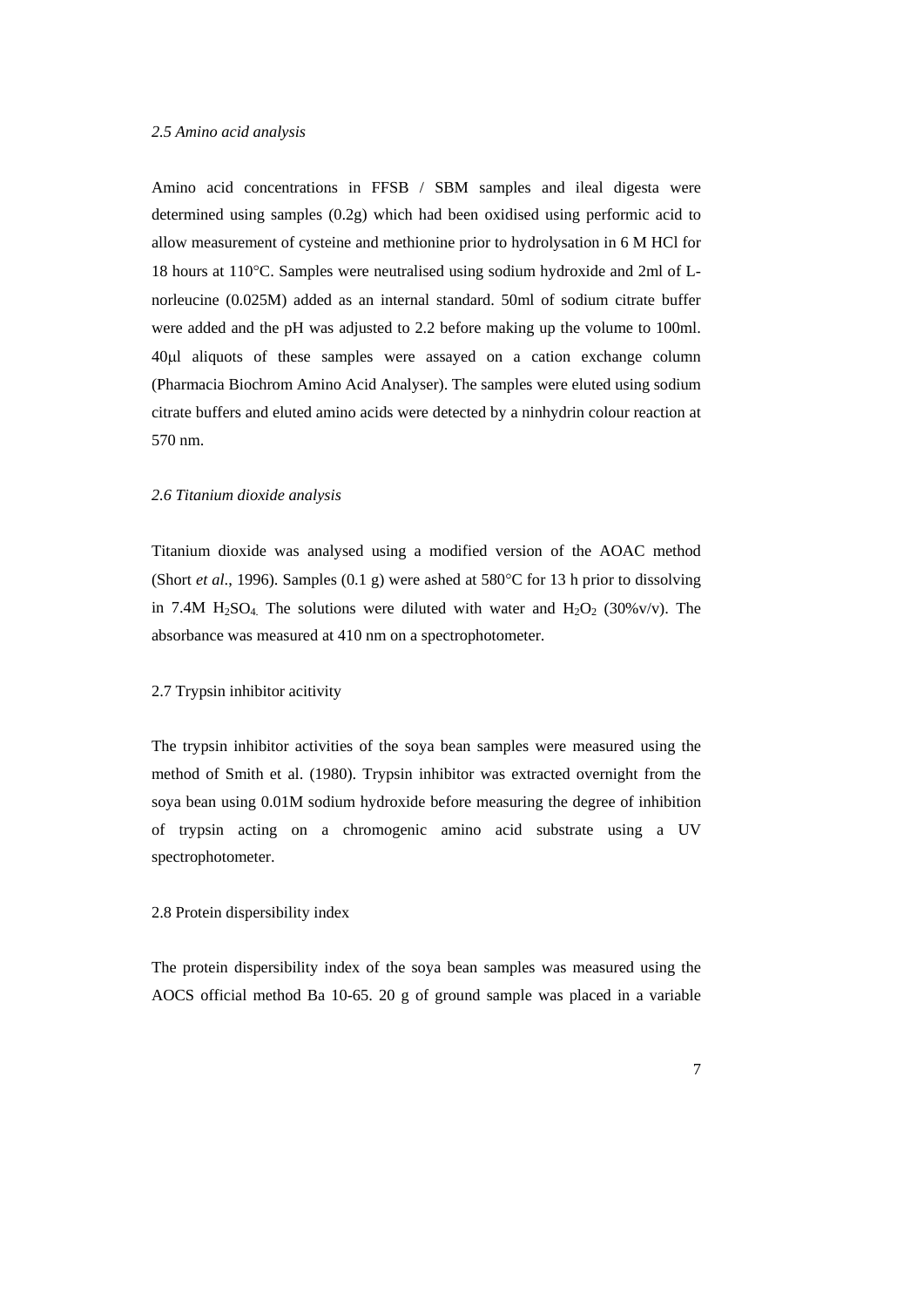### *2.5 Amino acid analysis*

Amino acid concentrations in FFSB / SBM samples and ileal digesta were determined using samples (0.2g) which had been oxidised using performic acid to allow measurement of cysteine and methionine prior to hydrolysation in 6 M HCl for 18 hours at 110°C. Samples were neutralised using sodium hydroxide and 2ml of L-norleucine (0.025M) added as an internal standard. 50ml of sodium citrate buffer were added and the pH was adjusted to 2.2 before making up the volume to 100ml. 40μl aliquots of these samples were assayed on a cation exchange column (Pharmacia Biochrom Amino Acid Analyser). The samples were eluted using sodium citrate buffers and eluted amino acids were detected by a ninhydrin colour reaction at 570 nm.

### *2.6 Titanium dioxide analysis*

Titanium dioxide was analysed using a modified version of the AOAC method (Short *et al.*, 1996). Samples (0.1 g) were ashed at 580°C for 13 h prior to dissolving in 7.4M $H_2SO_4$. The solutions were diluted with water and $H_2O_2$ (30%v/v). The absorbance was measured at 410 nm on a spectrophotometer.

### 2.7 Trypsin inhibitor acitivity

The trypsin inhibitor activities of the soya bean samples were measured using the method of Smith et al. (1980). Trypsin inhibitor was extracted overnight from the soya bean using 0.01M sodium hydroxide before measuring the degree of inhibition of trypsin acting on a chromogenic amino acid substrate using a UV spectrophotometer.

### 2.8 Protein dispersibility index

The protein dispersibility index of the soya bean samples was measured using the AOCS official method Ba 10-65. 20 g of ground sample was placed in a variable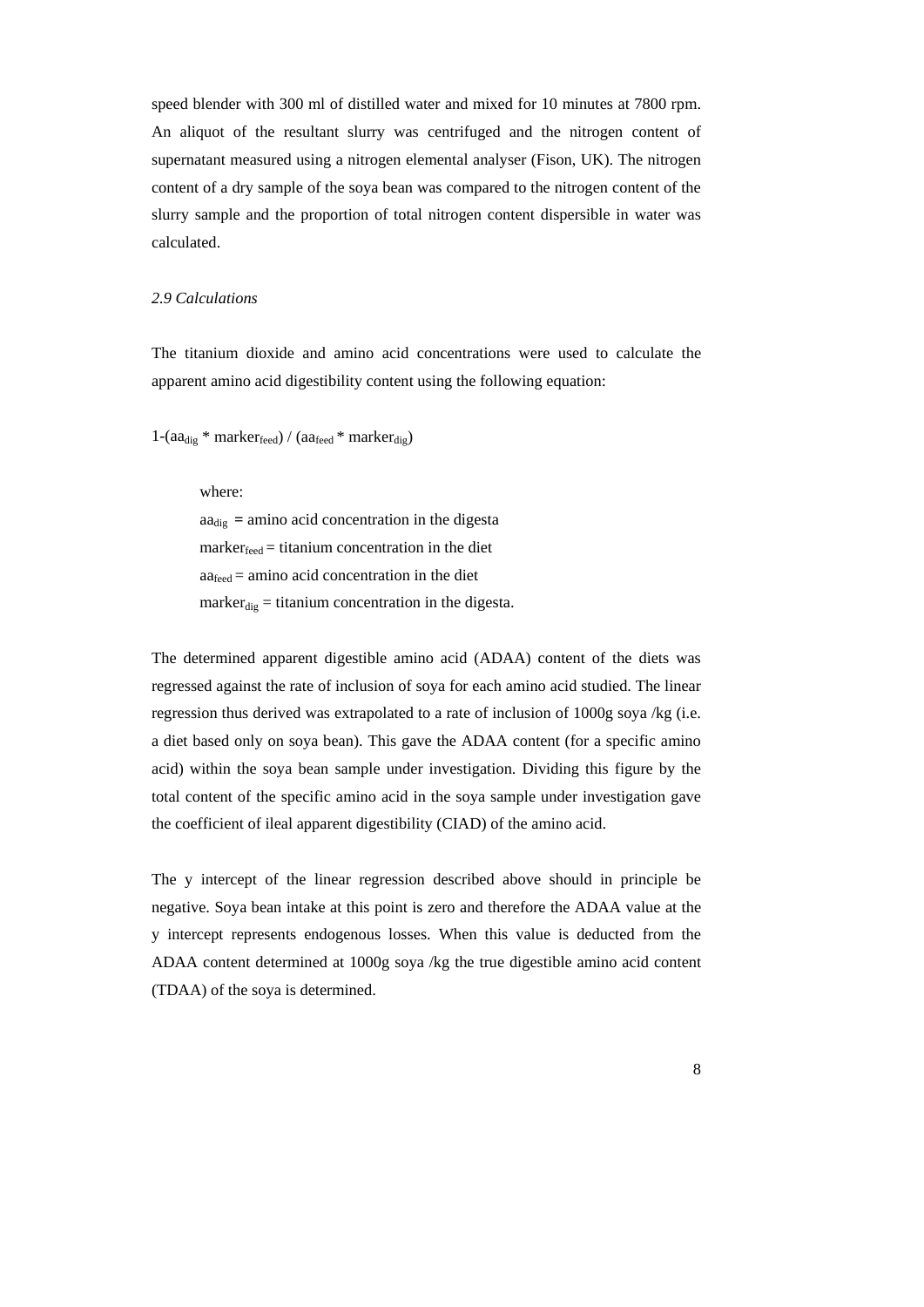speed blender with 300 ml of distilled water and mixed for 10 minutes at 7800 rpm. An aliquot of the resultant slurry was centrifuged and the nitrogen content of supernatant measured using a nitrogen elemental analyser (Fison, UK). The nitrogen content of a dry sample of the soya bean was compared to the nitrogen content of the slurry sample and the proportion of total nitrogen content dispersible in water was calculated.

*2.9 Calculations*

The titanium dioxide and amino acid concentrations were used to calculate the apparent amino acid digestibility content using the following equation:

$$1-(aa_{dig} * marker_{feed}) / (aa_{feed} * marker_{dig})$$

where:

$aa_{dig}$ = amino acid concentration in the digesta

$marker_{feed}$ = titanium concentration in the diet

$aa_{feed}$ = amino acid concentration in the diet

$marker_{dig}$ = titanium concentration in the digesta.

The determined apparent digestible amino acid (ADAA) content of the diets was regressed against the rate of inclusion of soya for each amino acid studied. The linear regression thus derived was extrapolated to a rate of inclusion of 1000g soya /kg (i.e. a diet based only on soya bean). This gave the ADAA content (for a specific amino acid) within the soya bean sample under investigation. Dividing this figure by the total content of the specific amino acid in the soya sample under investigation gave the coefficient of ileal apparent digestibility (CIAD) of the amino acid.

The y intercept of the linear regression described above should in principle be negative. Soya bean intake at this point is zero and therefore the ADAA value at the y intercept represents endogenous losses. When this value is deducted from the ADAA content determined at 1000g soya /kg the true digestible amino acid content (TDAA) of the soya is determined.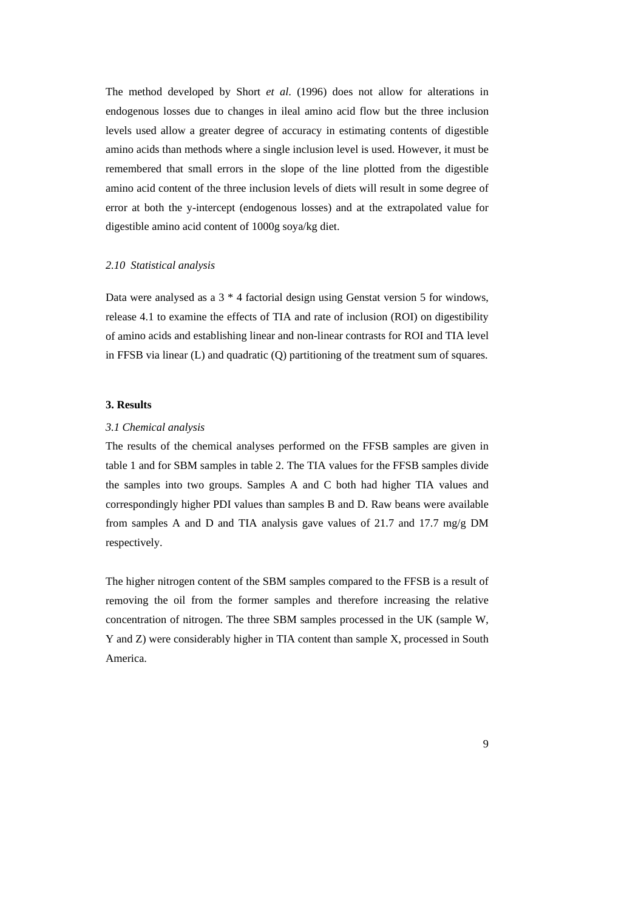The method developed by Short *et al*. (1996) does not allow for alterations in endogenous losses due to changes in ileal amino acid flow but the three inclusion levels used allow a greater degree of accuracy in estimating contents of digestible amino acids than methods where a single inclusion level is used. However, it must be remembered that small errors in the slope of the line plotted from the digestible amino acid content of the three inclusion levels of diets will result in some degree of error at both the y-intercept (endogenous losses) and at the extrapolated value for digestible amino acid content of 1000g soya/kg diet.

### *2.10 Statistical analysis*

Data were analysed as a 3 * 4 factorial design using Genstat version 5 for windows, release 4.1 to examine the effects of TIA and rate of inclusion (ROI) on digestibility of amino acids and establishing linear and non-linear contrasts for ROI and TIA level in FFSB via linear (L) and quadratic (Q) partitioning of the treatment sum of squares.

## **3. Results**

### *3.1 Chemical analysis*

The results of the chemical analyses performed on the FFSB samples are given in table 1 and for SBM samples in table 2. The TIA values for the FFSB samples divide the samples into two groups. Samples A and C both had higher TIA values and correspondingly higher PDI values than samples B and D. Raw beans were available from samples A and D and TIA analysis gave values of 21.7 and 17.7 mg/g DM respectively.

The higher nitrogen content of the SBM samples compared to the FFSB is a result of removing the oil from the former samples and therefore increasing the relative concentration of nitrogen. The three SBM samples processed in the UK (sample W, Y and Z) were considerably higher in TIA content than sample X, processed in South America.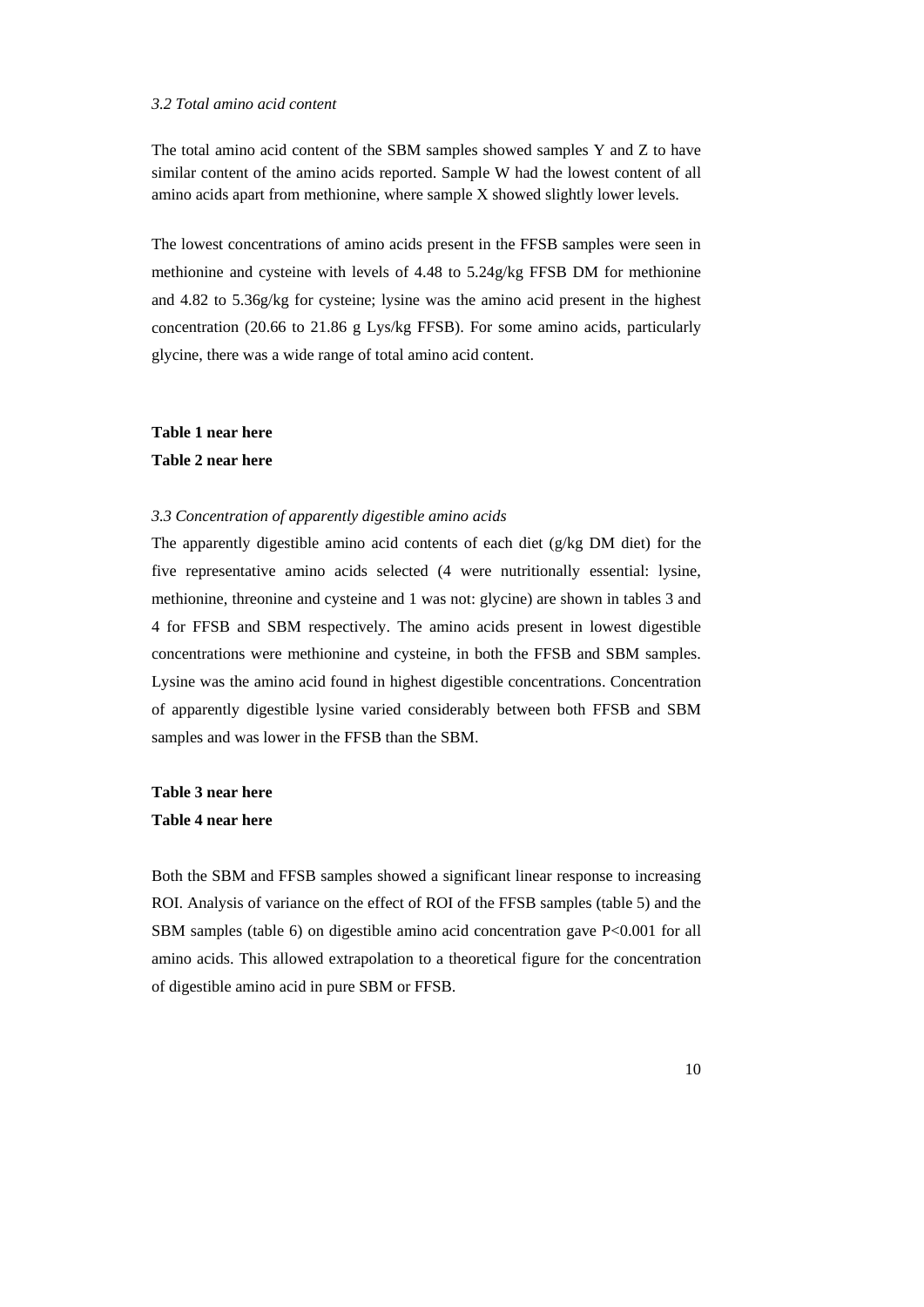### *3.2 Total amino acid content*

The total amino acid content of the SBM samples showed samples Y and Z to have similar content of the amino acids reported. Sample W had the lowest content of all amino acids apart from methionine, where sample X showed slightly lower levels.

The lowest concentrations of amino acids present in the FFSB samples were seen in methionine and cysteine with levels of 4.48 to 5.24g/kg FFSB DM for methionine and 4.82 to 5.36g/kg for cysteine; lysine was the amino acid present in the highest concentration (20.66 to 21.86 g Lys/kg FFSB). For some amino acids, particularly glycine, there was a wide range of total amino acid content.

**Table 1 near here**

**Table 2 near here**

### *3.3 Concentration of apparently digestible amino acids*

The apparently digestible amino acid contents of each diet (g/kg DM diet) for the five representative amino acids selected (4 were nutritionally essential: lysine, methionine, threonine and cysteine and 1 was not: glycine) are shown in tables 3 and 4 for FFSB and SBM respectively. The amino acids present in lowest digestible concentrations were methionine and cysteine, in both the FFSB and SBM samples. Lysine was the amino acid found in highest digestible concentrations. Concentration of apparently digestible lysine varied considerably between both FFSB and SBM samples and was lower in the FFSB than the SBM.

**Table 3 near here**

**Table 4 near here**

Both the SBM and FFSB samples showed a significant linear response to increasing ROI. Analysis of variance on the effect of ROI of the FFSB samples (table 5) and the SBM samples (table 6) on digestible amino acid concentration gave $P<0.001$ for all amino acids. This allowed extrapolation to a theoretical figure for the concentration of digestible amino acid in pure SBM or FFSB.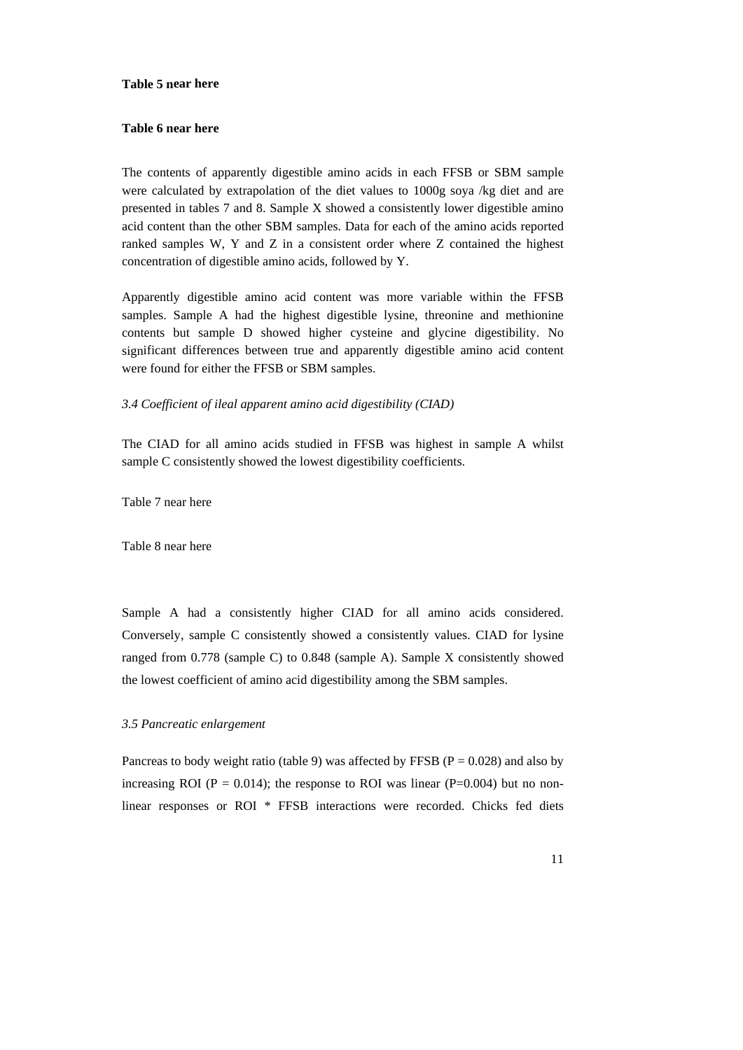**Table 5 near here**

**Table 6 near here**

The contents of apparently digestible amino acids in each FFSB or SBM sample were calculated by extrapolation of the diet values to 1000g soya /kg diet and are presented in tables 7 and 8. Sample X showed a consistently lower digestible amino acid content than the other SBM samples. Data for each of the amino acids reported ranked samples W, Y and Z in a consistent order where Z contained the highest concentration of digestible amino acids, followed by Y.

Apparently digestible amino acid content was more variable within the FFSB samples. Sample A had the highest digestible lysine, threonine and methionine contents but sample D showed higher cysteine and glycine digestibility. No significant differences between true and apparently digestible amino acid content were found for either the FFSB or SBM samples.

*3.4 Coefficient of ileal apparent amino acid digestibility (CIAD)*

The CIAD for all amino acids studied in FFSB was highest in sample A whilst sample C consistently showed the lowest digestibility coefficients.

Table 7 near here

Table 8 near here

Sample A had a consistently higher CIAD for all amino acids considered. Conversely, sample C consistently showed a consistently values. CIAD for lysine ranged from 0.778 (sample C) to 0.848 (sample A). Sample X consistently showed the lowest coefficient of amino acid digestibility among the SBM samples.

*3.5 Pancreatic enlargement*

Pancreas to body weight ratio (table 9) was affected by FFSB ($P = 0.028$) and also by increasing ROI ($P = 0.014$); the response to ROI was linear ($P=0.004$) but no non-linear responses or ROI * FFSB interactions were recorded. Chicks fed diets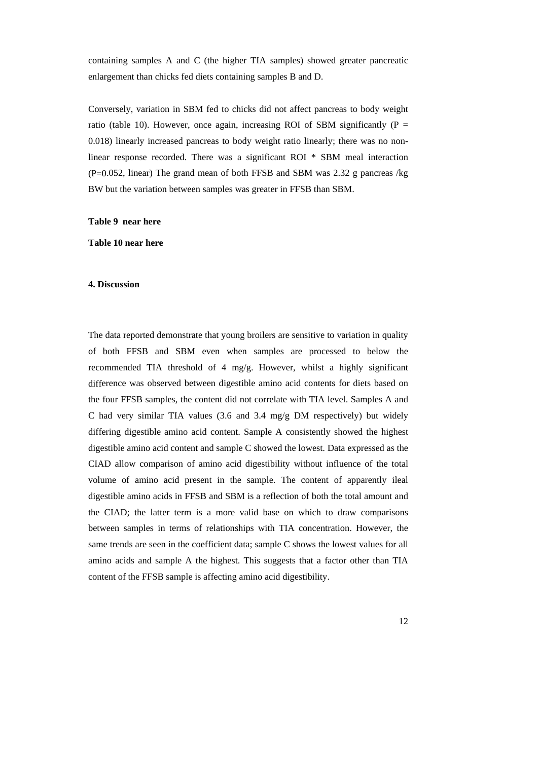containing samples A and C (the higher TIA samples) showed greater pancreatic enlargement than chicks fed diets containing samples B and D.

Conversely, variation in SBM fed to chicks did not affect pancreas to body weight ratio (table 10). However, once again, increasing ROI of SBM significantly ($P = 0.018$) linearly increased pancreas to body weight ratio linearly; there was no non-linear response recorded. There was a significant ROI * SBM meal interaction ($P=0.052$, linear) The grand mean of both FFSB and SBM was 2.32 g pancreas /kg BW but the variation between samples was greater in FFSB than SBM.

**Table 9 near here**

**Table 10 near here**

## 4. Discussion

The data reported demonstrate that young broilers are sensitive to variation in quality of both FFSB and SBM even when samples are processed to below the recommended TIA threshold of 4 mg/g. However, whilst a highly significant difference was observed between digestible amino acid contents for diets based on the four FFSB samples, the content did not correlate with TIA level. Samples A and C had very similar TIA values (3.6 and 3.4 mg/g DM respectively) but widely differing digestible amino acid content. Sample A consistently showed the highest digestible amino acid content and sample C showed the lowest. Data expressed as the CIAD allow comparison of amino acid digestibility without influence of the total volume of amino acid present in the sample. The content of apparently ileal digestible amino acids in FFSB and SBM is a reflection of both the total amount and the CIAD; the latter term is a more valid base on which to draw comparisons between samples in terms of relationships with TIA concentration. However, the same trends are seen in the coefficient data; sample C shows the lowest values for all amino acids and sample A the highest. This suggests that a factor other than TIA content of the FFSB sample is affecting amino acid digestibility.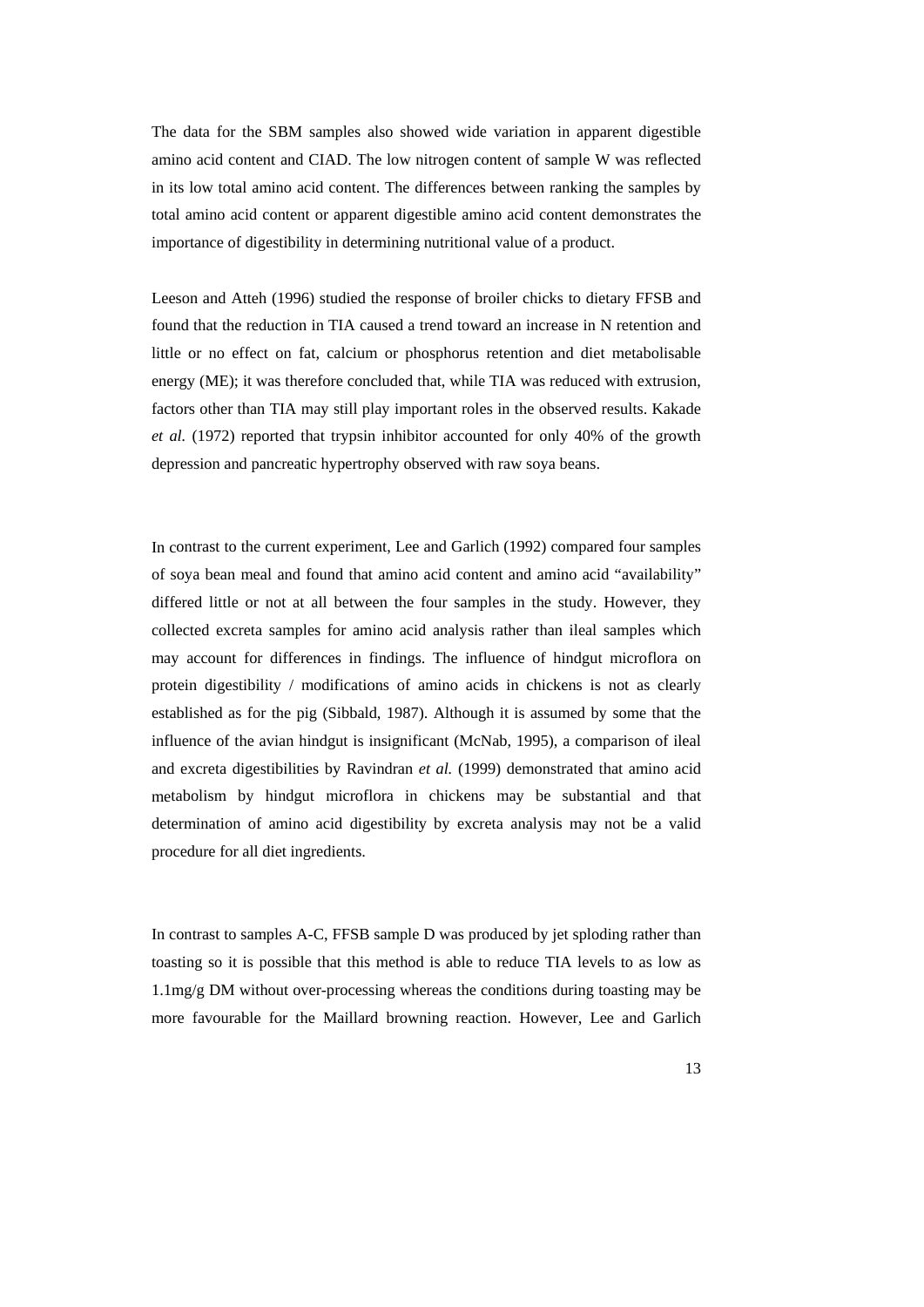The data for the SBM samples also showed wide variation in apparent digestible amino acid content and CIAD. The low nitrogen content of sample W was reflected in its low total amino acid content. The differences between ranking the samples by total amino acid content or apparent digestible amino acid content demonstrates the importance of digestibility in determining nutritional value of a product.

Leeson and Atteh (1996) studied the response of broiler chicks to dietary FFSB and found that the reduction in TIA caused a trend toward an increase in N retention and little or no effect on fat, calcium or phosphorus retention and diet metabolisable energy (ME); it was therefore concluded that, while TIA was reduced with extrusion, factors other than TIA may still play important roles in the observed results. Kakade *et al.* (1972) reported that trypsin inhibitor accounted for only 40% of the growth depression and pancreatic hypertrophy observed with raw soya beans.

In contrast to the current experiment, Lee and Garlich (1992) compared four samples of soya bean meal and found that amino acid content and amino acid "availability" differed little or not at all between the four samples in the study. However, they collected excreta samples for amino acid analysis rather than ileal samples which may account for differences in findings. The influence of hindgut microflora on protein digestibility / modifications of amino acids in chickens is not as clearly established as for the pig (Sibbald, 1987). Although it is assumed by some that the influence of the avian hindgut is insignificant (McNab, 1995), a comparison of ileal and excreta digestibilities by Ravindran *et al.* (1999) demonstrated that amino acid metabolism by hindgut microflora in chickens may be substantial and that determination of amino acid digestibility by excreta analysis may not be a valid procedure for all diet ingredients.

In contrast to samples A-C, FFSB sample D was produced by jet sploding rather than toasting so it is possible that this method is able to reduce TIA levels to as low as 1.1mg/g DM without over-processing whereas the conditions during toasting may be more favourable for the Maillard browning reaction. However, Lee and Garlich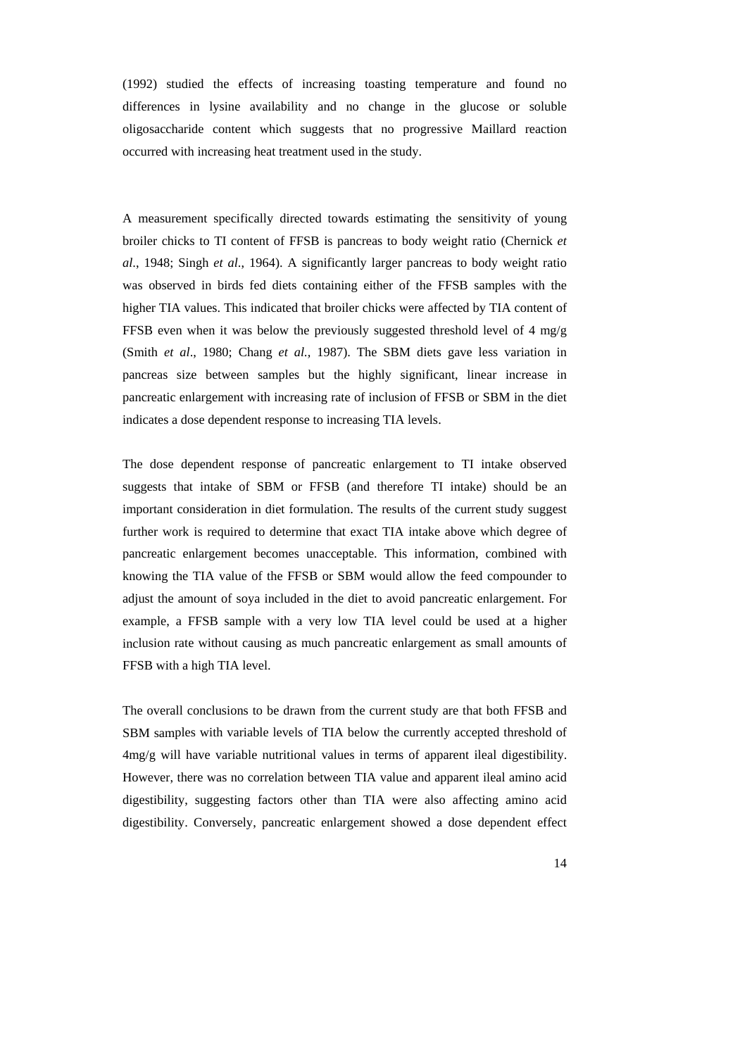(1992) studied the effects of increasing toasting temperature and found no differences in lysine availability and no change in the glucose or soluble oligosaccharide content which suggests that no progressive Maillard reaction occurred with increasing heat treatment used in the study.

A measurement specifically directed towards estimating the sensitivity of young broiler chicks to TI content of FFSB is pancreas to body weight ratio (Chernick *et al*., 1948; Singh *et al*., 1964). A significantly larger pancreas to body weight ratio was observed in birds fed diets containing either of the FFSB samples with the higher TIA values. This indicated that broiler chicks were affected by TIA content of FFSB even when it was below the previously suggested threshold level of 4 mg/g (Smith *et al*., 1980; Chang *et al.,* 1987). The SBM diets gave less variation in pancreas size between samples but the highly significant, linear increase in pancreatic enlargement with increasing rate of inclusion of FFSB or SBM in the diet indicates a dose dependent response to increasing TIA levels.

The dose dependent response of pancreatic enlargement to TI intake observed suggests that intake of SBM or FFSB (and therefore TI intake) should be an important consideration in diet formulation. The results of the current study suggest further work is required to determine that exact TIA intake above which degree of pancreatic enlargement becomes unacceptable. This information, combined with knowing the TIA value of the FFSB or SBM would allow the feed compounder to adjust the amount of soya included in the diet to avoid pancreatic enlargement. For example, a FFSB sample with a very low TIA level could be used at a higher inclusion rate without causing as much pancreatic enlargement as small amounts of FFSB with a high TIA level.

The overall conclusions to be drawn from the current study are that both FFSB and SBM samples with variable levels of TIA below the currently accepted threshold of 4mg/g will have variable nutritional values in terms of apparent ileal digestibility. However, there was no correlation between TIA value and apparent ileal amino acid digestibility, suggesting factors other than TIA were also affecting amino acid digestibility. Conversely, pancreatic enlargement showed a dose dependent effect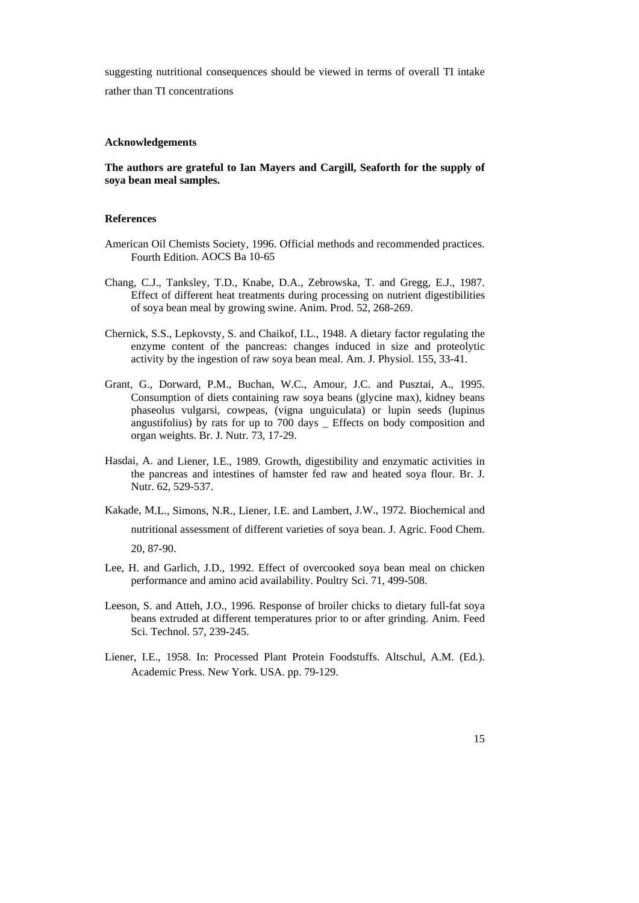suggesting nutritional consequences should be viewed in terms of overall TI intake rather than TI concentrations

### Acknowledgements

**The authors are grateful to Ian Mayers and Cargill, Seaforth for the supply of soya bean meal samples.**

### References

American Oil Chemists Society, 1996. Official methods and recommended practices. Fourth Edition. AOCS Ba 10-65

Chang, C.J., Tanksley, T.D., Knabe, D.A., Zebrowska, T. and Gregg, E.J., 1987. Effect of different heat treatments during processing on nutrient digestibilities of soya bean meal by growing swine. Anim. Prod. 52, 268-269.

Chernick, S.S., Lepkovsty, S. and Chaikof, I.L., 1948. A dietary factor regulating the enzyme content of the pancreas: changes induced in size and proteolytic activity by the ingestion of raw soya bean meal. Am. J. Physiol. 155, 33-41.

Grant, G., Dorward, P.M., Buchan, W.C., Amour, J.C. and Pusztai, A., 1995. Consumption of diets containing raw soya beans (glycine max), kidney beans phaseolus vulgarsi, cowpeas, (vigna unguiculata) or lupin seeds (lupinus angustifolius) by rats for up to 700 days _ Effects on body composition and organ weights. Br. J. Nutr. 73, 17-29.

Hasdai, A. and Liener, I.E., 1989. Growth, digestibility and enzymatic activities in the pancreas and intestines of hamster fed raw and heated soya flour. Br. J. Nutr. 62, 529-537.

Kakade, M.L., Simons, N.R., Liener, I.E. and Lambert, J.W., 1972. Biochemical and nutritional assessment of different varieties of soya bean. J. Agric. Food Chem. 20, 87-90.

Lee, H. and Garlich, J.D., 1992. Effect of overcooked soya bean meal on chicken performance and amino acid availability. Poultry Sci. 71, 499-508.

Leeson, S. and Atteh, J.O., 1996. Response of broiler chicks to dietary full-fat soya beans extruded at different temperatures prior to or after grinding. Anim. Feed Sci. Technol. 57, 239-245.

Liener, I.E., 1958. In: Processed Plant Protein Foodstuffs. Altschul, A.M. (Ed.). Academic Press. New York. USA. pp. 79-129.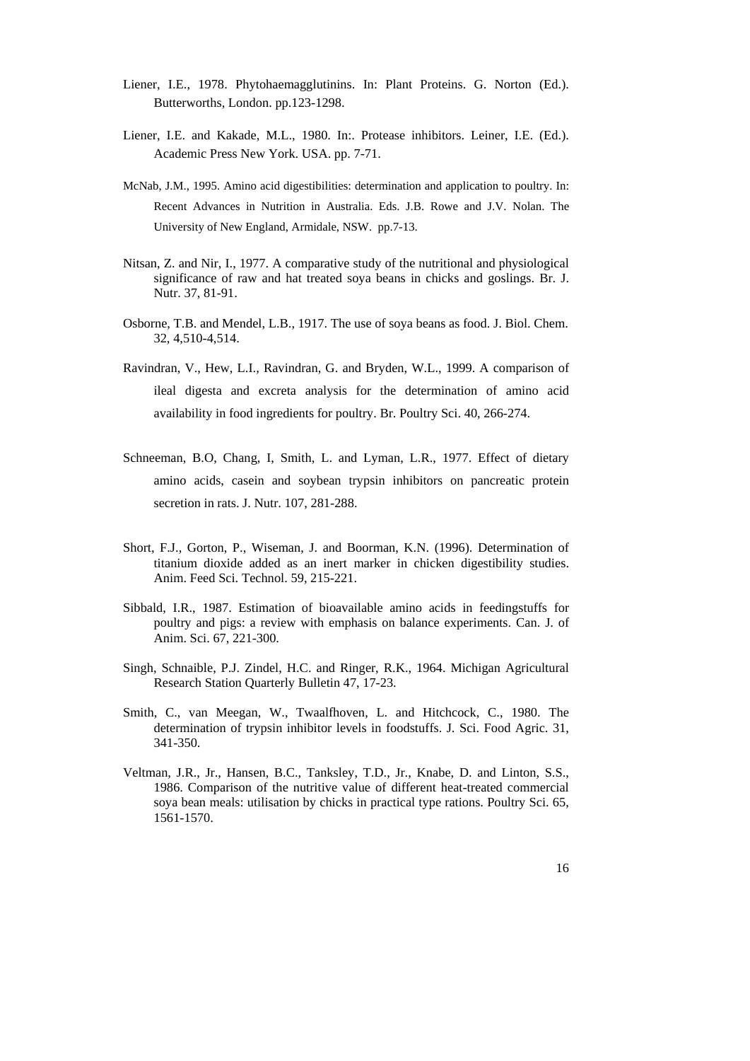Liener, I.E., 1978. Phytohaemagglutinins. In: Plant Proteins. G. Norton (Ed.). Butterworths, London. pp.123-1298.

Liener, I.E. and Kakade, M.L., 1980. In:. Protease inhibitors. Leiner, I.E. (Ed.). Academic Press New York. USA. pp. 7-71.

McNab, J.M., 1995. Amino acid digestibilities: determination and application to poultry. In: Recent Advances in Nutrition in Australia. Eds. J.B. Rowe and J.V. Nolan. The University of New England, Armidale, NSW. pp.7-13.

Nitsan, Z. and Nir, I., 1977. A comparative study of the nutritional and physiological significance of raw and hat treated soya beans in chicks and goslings. Br. J. Nutr. 37, 81-91.

Osborne, T.B. and Mendel, L.B., 1917. The use of soya beans as food. J. Biol. Chem. 32, 4,510-4,514.

Ravindran, V., Hew, L.I., Ravindran, G. and Bryden, W.L., 1999. A comparison of ileal digesta and excreta analysis for the determination of amino acid availability in food ingredients for poultry. Br. Poultry Sci. 40, 266-274.

Schneeman, B.O, Chang, I, Smith, L. and Lyman, L.R., 1977. Effect of dietary amino acids, casein and soybean trypsin inhibitors on pancreatic protein secretion in rats. J. Nutr. 107, 281-288.

Short, F.J., Gorton, P., Wiseman, J. and Boorman, K.N. (1996). Determination of titanium dioxide added as an inert marker in chicken digestibility studies. Anim. Feed Sci. Technol. 59, 215-221.

Sibbald, I.R., 1987. Estimation of bioavailable amino acids in feedingstuffs for poultry and pigs: a review with emphasis on balance experiments. Can. J. of Anim. Sci. 67, 221-300.

Singh, Schnaible, P.J. Zindel, H.C. and Ringer, R.K., 1964. Michigan Agricultural Research Station Quarterly Bulletin 47, 17-23.

Smith, C., van Meegan, W., Twaalfhoven, L. and Hitchcock, C., 1980. The determination of trypsin inhibitor levels in foodstuffs. J. Sci. Food Agric. 31, 341-350.

Veltman, J.R., Jr., Hansen, B.C., Tanksley, T.D., Jr., Knabe, D. and Linton, S.S., 1986. Comparison of the nutritive value of different heat-treated commercial soya bean meals: utilisation by chicks in practical type rations. Poultry Sci. 65, 1561-1570.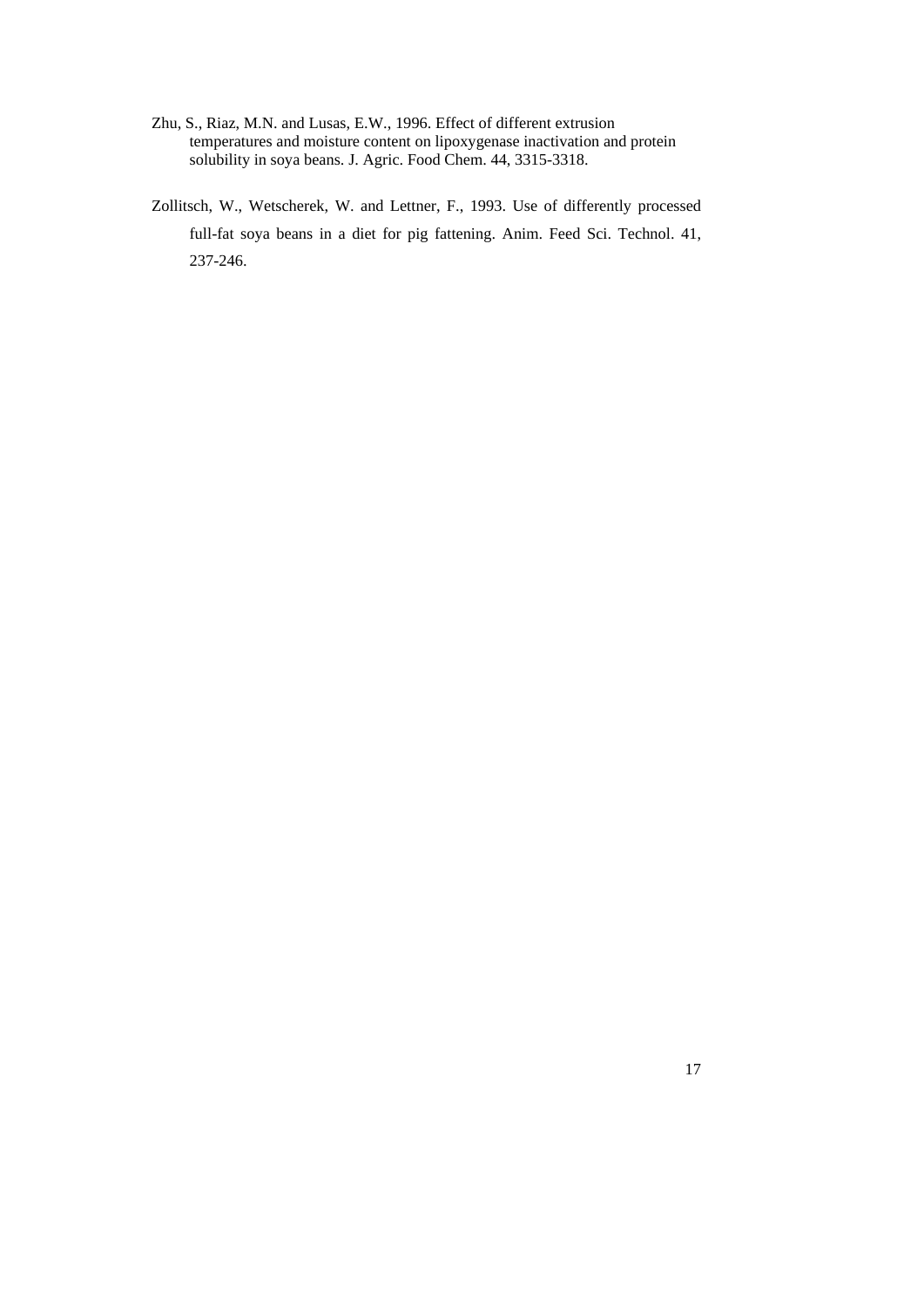Zhu, S., Riaz, M.N. and Lusas, E.W., 1996. Effect of different extrusion temperatures and moisture content on lipoxygenase inactivation and protein solubility in soya beans. J. Agric. Food Chem. 44, 3315-3318.

Zollitsch, W., Wetscherek, W. and Lettner, F., 1993. Use of differently processed full-fat soya beans in a diet for pig fattening. Anim. Feed Sci. Technol. 41, 237-246.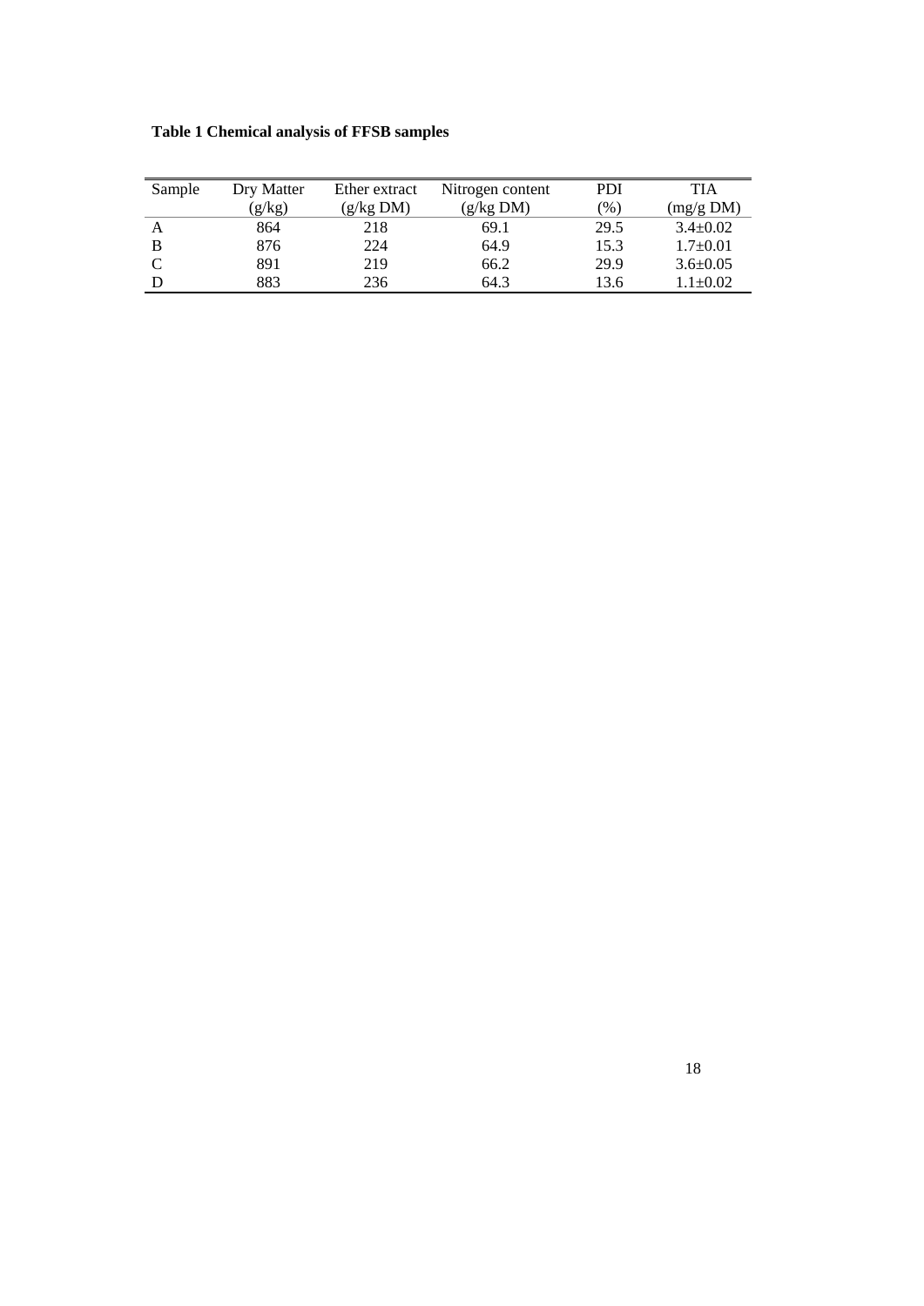**Table 1 Chemical analysis of FFSB samples**

| Sample | Dry Matter (g/kg) | Ether extract (g/kg DM) | Nitrogen content (g/kg DM) | PDI (%) | TIA (mg/g DM) |
|---|---|---|---|---|---|
| A | 864 | 218 | 69.1 | 29.5 | $3.4 \pm 0.02$ |
| B | 876 | 224 | 64.9 | 15.3 | $1.7 \pm 0.01$ |
| C | 891 | 219 | 66.2 | 29.9 | $3.6 \pm 0.05$ |
| D | 883 | 236 | 64.3 | 13.6 | $1.1 \pm 0.02$ |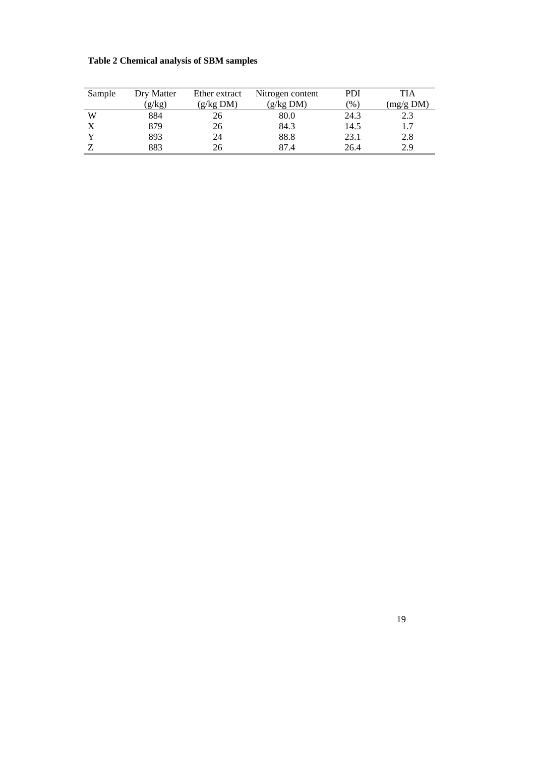**Table 2 Chemical analysis of SBM samples**

| Sample | Dry Matter (g/kg) | Ether extract (g/kg DM) | Nitrogen content (g/kg DM) | PDI (%) | TIA (mg/g DM) |
|---|---|---|---|---|---|
| W | 884 | 26 | 80.0 | 24.3 | 2.3 |
| X | 879 | 26 | 84.3 | 14.5 | 1.7 |
| Y | 893 | 24 | 88.8 | 23.1 | 2.8 |
| Z | 883 | 26 | 87.4 | 26.4 | 2.9 |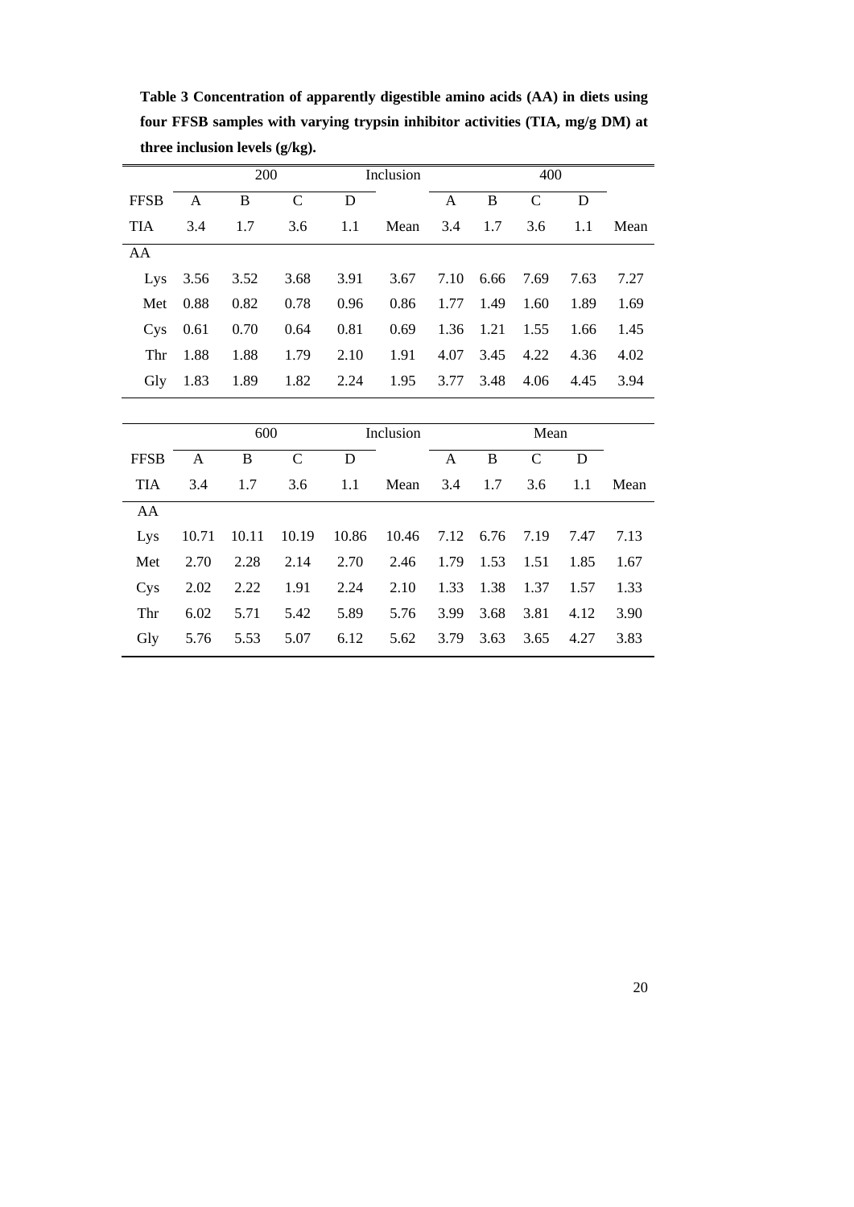**Table 3 Concentration of apparently digestible amino acids (AA) in diets using four FFSB samples with varying trypsin inhibitor activities (TIA, mg/g DM) at three inclusion levels (g/kg).**

| | 200 | | | | Inclusion | 400 | | | | |
|---|---|---|---|---|---|---|---|---|---|---|
| FFSB | A | B | C | D | | A | B | C | D | |
| TIA | 3.4 | 1.7 | 3.6 | 1.1 | Mean | 3.4 | 1.7 | 3.6 | 1.1 | Mean |
| AA | | | | | | | | | | |
| Lys | 3.56 | 3.52 | 3.68 | 3.91 | 3.67 | 7.10 | 6.66 | 7.69 | 7.63 | 7.27 |
| Met | 0.88 | 0.82 | 0.78 | 0.96 | 0.86 | 1.77 | 1.49 | 1.60 | 1.89 | 1.69 |
| Cys | 0.61 | 0.70 | 0.64 | 0.81 | 0.69 | 1.36 | 1.21 | 1.55 | 1.66 | 1.45 |
| Thr | 1.88 | 1.88 | 1.79 | 2.10 | 1.91 | 4.07 | 3.45 | 4.22 | 4.36 | 4.02 |
| Gly | 1.83 | 1.89 | 1.82 | 2.24 | 1.95 | 3.77 | 3.48 | 4.06 | 4.45 | 3.94 |

| | 600 | | | | Inclusion | Mean | | | | |
|---|---|---|---|---|---|---|---|---|---|---|
| FFSB | A | B | C | D | | A | B | C | D | |
| TIA | 3.4 | 1.7 | 3.6 | 1.1 | Mean | 3.4 | 1.7 | 3.6 | 1.1 | Mean |
| AA | | | | | | | | | | |
| Lys | 10.71 | 10.11 | 10.19 | 10.86 | 10.46 | 7.12 | 6.76 | 7.19 | 7.47 | 7.13 |
| Met | 2.70 | 2.28 | 2.14 | 2.70 | 2.46 | 1.79 | 1.53 | 1.51 | 1.85 | 1.67 |
| Cys | 2.02 | 2.22 | 1.91 | 2.24 | 2.10 | 1.33 | 1.38 | 1.37 | 1.57 | 1.33 |
| Thr | 6.02 | 5.71 | 5.42 | 5.89 | 5.76 | 3.99 | 3.68 | 3.81 | 4.12 | 3.90 |
| Gly | 5.76 | 5.53 | 5.07 | 6.12 | 5.62 | 3.79 | 3.63 | 3.65 | 4.27 | 3.83 |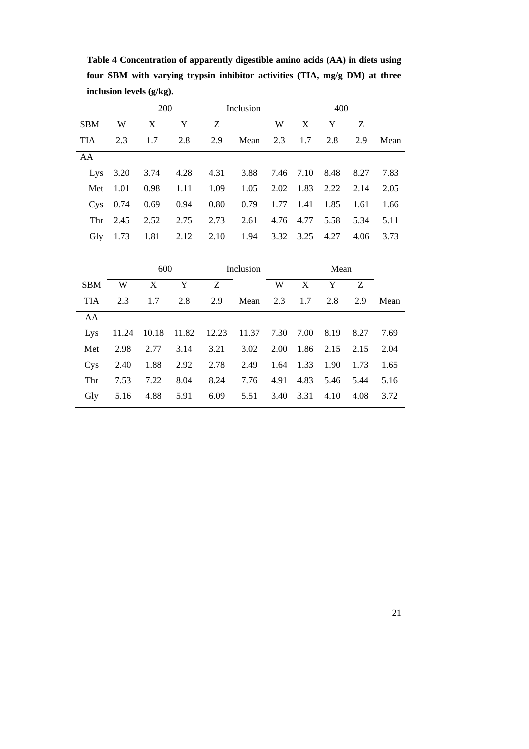**Table 4 Concentration of apparently digestible amino acids (AA) in diets using four SBM with varying trypsin inhibitor activities (TIA, mg/g DM) at three inclusion levels (g/kg).**

| | 200 | | | | Inclusion | 400 | | | | |
|---|---|---|---|---|---|---|---|---|---|---|
| SBM | W | X | Y | Z | | W | X | Y | Z | |
| TIA | 2.3 | 1.7 | 2.8 | 2.9 | Mean | 2.3 | 1.7 | 2.8 | 2.9 | Mean |
| AA | | | | | | | | | | |
| Lys | 3.20 | 3.74 | 4.28 | 4.31 | 3.88 | 7.46 | 7.10 | 8.48 | 8.27 | 7.83 |
| Met | 1.01 | 0.98 | 1.11 | 1.09 | 1.05 | 2.02 | 1.83 | 2.22 | 2.14 | 2.05 |
| Cys | 0.74 | 0.69 | 0.94 | 0.80 | 0.79 | 1.77 | 1.41 | 1.85 | 1.61 | 1.66 |
| Thr | 2.45 | 2.52 | 2.75 | 2.73 | 2.61 | 4.76 | 4.77 | 5.58 | 5.34 | 5.11 |
| Gly | 1.73 | 1.81 | 2.12 | 2.10 | 1.94 | 3.32 | 3.25 | 4.27 | 4.06 | 3.73 |

| | 600 | | | | Inclusion | Mean | | | | |
|---|---|---|---|---|---|---|---|---|---|---|
| SBM | W | X | Y | Z | | W | X | Y | Z | |
| TIA | 2.3 | 1.7 | 2.8 | 2.9 | Mean | 2.3 | 1.7 | 2.8 | 2.9 | Mean |
| AA | | | | | | | | | | |
| Lys | 11.24 | 10.18 | 11.82 | 12.23 | 11.37 | 7.30 | 7.00 | 8.19 | 8.27 | 7.69 |
| Met | 2.98 | 2.77 | 3.14 | 3.21 | 3.02 | 2.00 | 1.86 | 2.15 | 2.15 | 2.04 |
| Cys | 2.40 | 1.88 | 2.92 | 2.78 | 2.49 | 1.64 | 1.33 | 1.90 | 1.73 | 1.65 |
| Thr | 7.53 | 7.22 | 8.04 | 8.24 | 7.76 | 4.91 | 4.83 | 5.46 | 5.44 | 5.16 |
| Gly | 5.16 | 4.88 | 5.91 | 6.09 | 5.51 | 3.40 | 3.31 | 4.10 | 4.08 | 3.72 |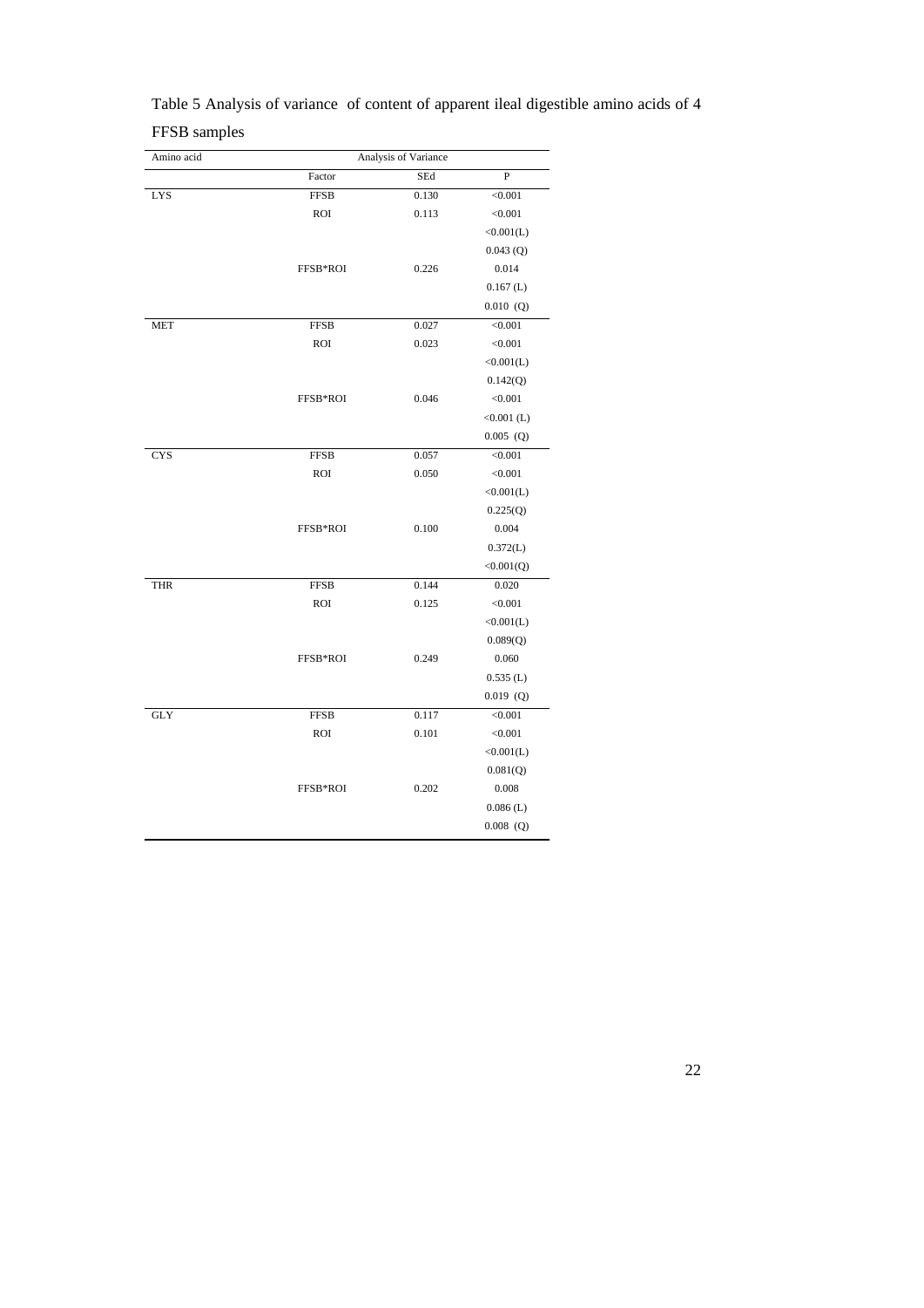Table 5 Analysis of variance of content of apparent ileal digestible amino acids of 4 FFSB samples

| Amino acid | Analysis of Variance | | |
|---|---|---|---|
| | Factor | SEd | P |
| LYS | FFSB | 0.130 | <0.001 |
| | ROI | 0.113 | <0.001 |
| | | | <0.001(L) |
| | | | 0.043 (Q) |
| | FFSB*ROI | 0.226 | 0.014 |
| | | | 0.167 (L) |
| | | | 0.010 (Q) |
| MET | FFSB | 0.027 | <0.001 |
| | ROI | 0.023 | <0.001 |
| | | | <0.001(L) |
| | | | 0.142(Q) |
| | FFSB*ROI | 0.046 | <0.001 |
| | | | <0.001 (L) |
| | | | 0.005 (Q) |
| CYS | FFSB | 0.057 | <0.001 |
| | ROI | 0.050 | <0.001 |
| | | | <0.001(L) |
| | | | 0.225(Q) |
| | FFSB*ROI | 0.100 | 0.004 |
| | | | 0.372(L) |
| | | | <0.001(Q) |
| THR | FFSB | 0.144 | 0.020 |
| | ROI | 0.125 | <0.001 |
| | | | <0.001(L) |
| | | | 0.089(Q) |
| | FFSB*ROI | 0.249 | 0.060 |
| | | | 0.535 (L) |
| | | | 0.019 (Q) |
| GLY | FFSB | 0.117 | <0.001 |
| | ROI | 0.101 | <0.001 |
| | | | <0.001(L) |
| | | | 0.081(Q) |
| | FFSB*ROI | 0.202 | 0.008 |
| | | | 0.086 (L) |
| | | | 0.008 (Q) |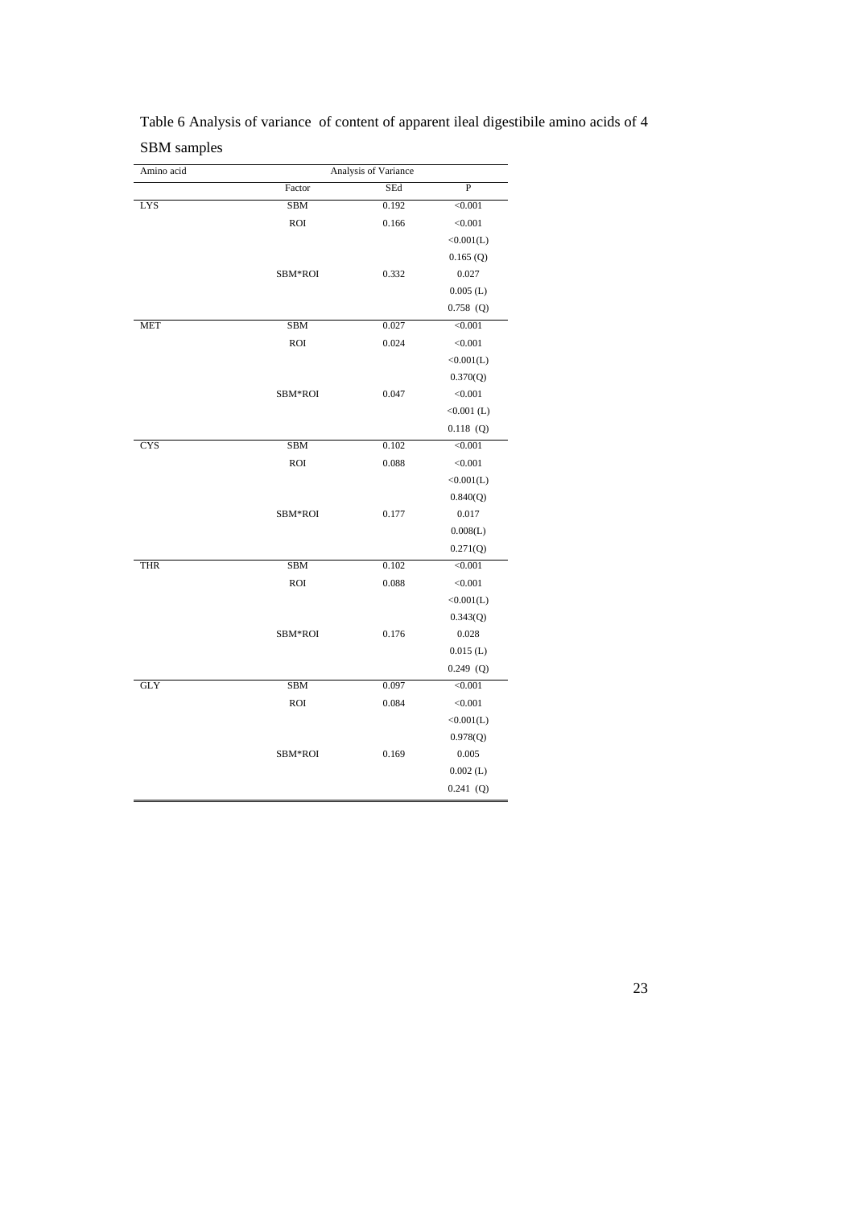Table 6 Analysis of variance of content of apparent ileal digestibile amino acids of 4 SBM samples

| Amino acid | Analysis of Variance | | |
|---|---|---|---|
| | Factor | SEd | P |
| LYS | SBM | 0.192 | <0.001 |
| | ROI | 0.166 | <0.001 |
| | | | <0.001(L) |
| | | | 0.165 (Q) |
| | SBM*ROI | 0.332 | 0.027 |
| | | | 0.005 (L) |
| | | | 0.758 (Q) |
| MET | SBM | 0.027 | <0.001 |
| | ROI | 0.024 | <0.001 |
| | | | <0.001(L) |
| | | | 0.370(Q) |
| | SBM*ROI | 0.047 | <0.001 |
| | | | <0.001 (L) |
| | | | 0.118 (Q) |
| CYS | SBM | 0.102 | <0.001 |
| | ROI | 0.088 | <0.001 |
| | | | <0.001(L) |
| | | | 0.840(Q) |
| | SBM*ROI | 0.177 | 0.017 |
| | | | 0.008(L) |
| | | | 0.271(Q) |
| THR | SBM | 0.102 | <0.001 |
| | ROI | 0.088 | <0.001 |
| | | | <0.001(L) |
| | | | 0.343(Q) |
| | SBM*ROI | 0.176 | 0.028 |
| | | | 0.015 (L) |
| | | | 0.249 (Q) |
| GLY | SBM | 0.097 | <0.001 |
| | ROI | 0.084 | <0.001 |
| | | | <0.001(L) |
| | | | 0.978(Q) |
| | SBM*ROI | 0.169 | 0.005 |
| | | | 0.002 (L) |
| | | | 0.241 (Q) |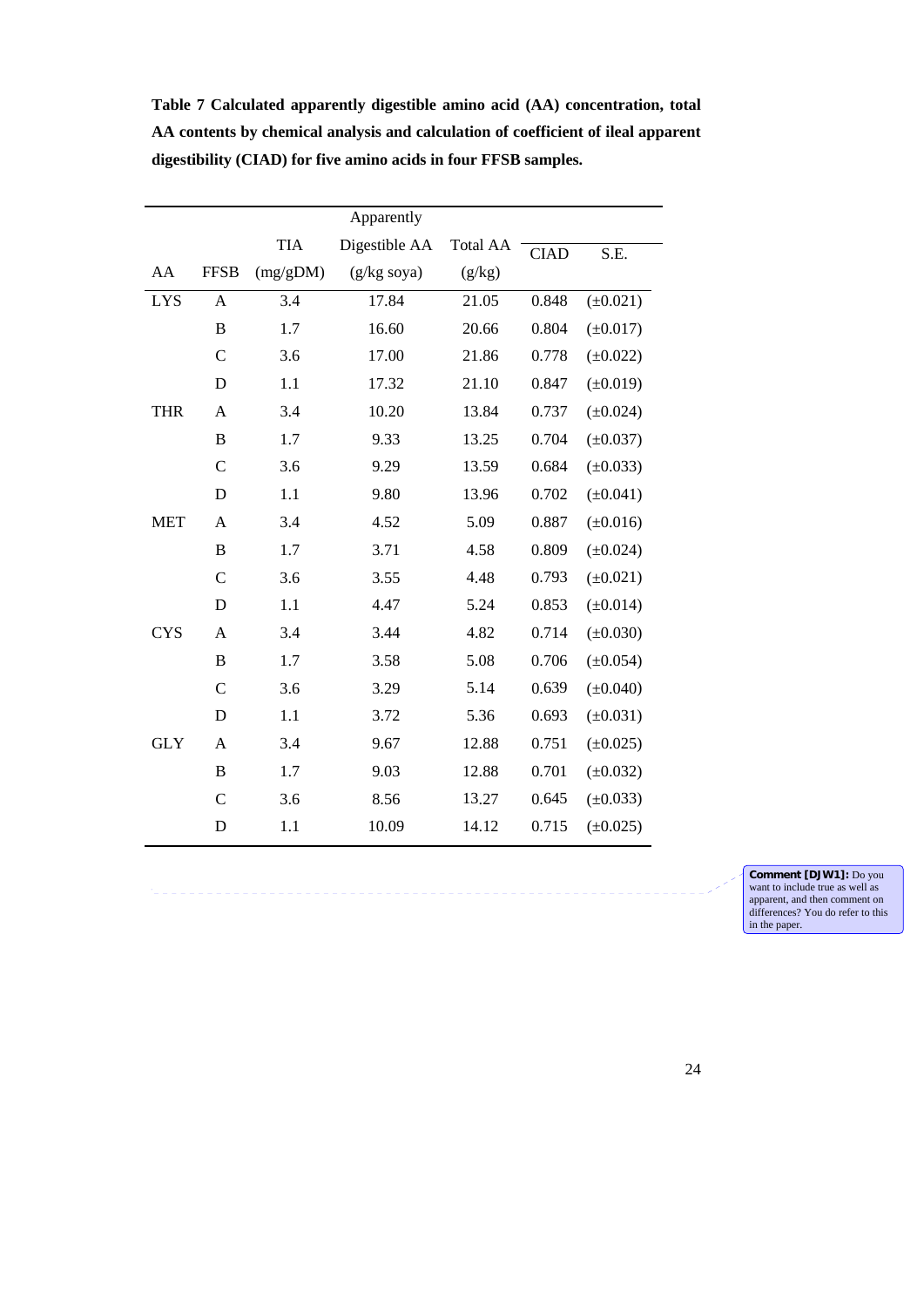**Table 7 Calculated apparently digestible amino acid (AA) concentration, total AA contents by chemical analysis and calculation of coefficient of ileal apparent digestibility (CIAD) for five amino acids in four FFSB samples.**

| AA | FFSB | TIA (mg/gDM) | Apparently Digestible AA (g/kg soya) | Total AA (g/kg) | CIAD | S.E. |
|---|---|---|---|---|---|---|
| LYS | A | 3.4 | 17.84 | 21.05 | 0.848 | (±0.021) |
| | B | 1.7 | 16.60 | 20.66 | 0.804 | (±0.017) |
| | C | 3.6 | 17.00 | 21.86 | 0.778 | (±0.022) |
| | D | 1.1 | 17.32 | 21.10 | 0.847 | (±0.019) |
| THR | A | 3.4 | 10.20 | 13.84 | 0.737 | (±0.024) |
| | B | 1.7 | 9.33 | 13.25 | 0.704 | (±0.037) |
| | C | 3.6 | 9.29 | 13.59 | 0.684 | (±0.033) |
| | D | 1.1 | 9.80 | 13.96 | 0.702 | (±0.041) |
| MET | A | 3.4 | 4.52 | 5.09 | 0.887 | (±0.016) |
| | B | 1.7 | 3.71 | 4.58 | 0.809 | (±0.024) |
| | C | 3.6 | 3.55 | 4.48 | 0.793 | (±0.021) |
| | D | 1.1 | 4.47 | 5.24 | 0.853 | (±0.014) |
| CYS | A | 3.4 | 3.44 | 4.82 | 0.714 | (±0.030) |
| | B | 1.7 | 3.58 | 5.08 | 0.706 | (±0.054) |
| | C | 3.6 | 3.29 | 5.14 | 0.639 | (±0.040) |
| | D | 1.1 | 3.72 | 5.36 | 0.693 | (±0.031) |
| GLY | A | 3.4 | 9.67 | 12.88 | 0.751 | (±0.025) |
| | B | 1.7 | 9.03 | 12.88 | 0.701 | (±0.032) |
| | C | 3.6 | 8.56 | 13.27 | 0.645 | (±0.033) |
| | D | 1.1 | 10.09 | 14.12 | 0.715 | (±0.025) |

**Comment [DJW1]:** Do you want to include true as well as apparent, and then comment on differences? You do refer to this in the paper.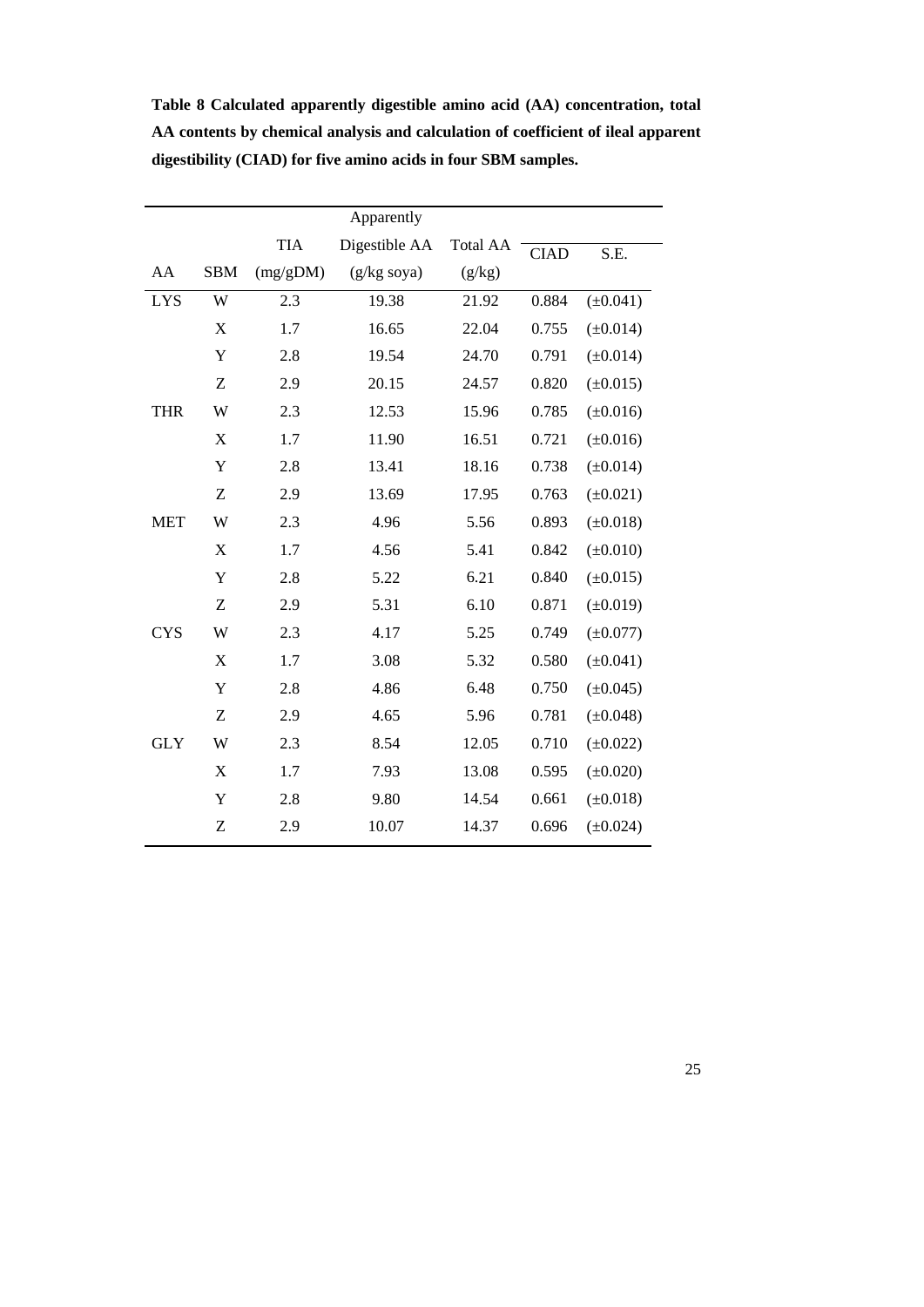**Table 8 Calculated apparently digestible amino acid (AA) concentration, total AA contents by chemical analysis and calculation of coefficient of ileal apparent digestibility (CIAD) for five amino acids in four SBM samples.**

| AA | SBM | TIA (mg/gDM) | Apparently Digestible AA (g/kg soya) | Total AA (g/kg) | CIAD | S.E. |
|---|---|---|---|---|---|---|
| LYS | W | 2.3 | 19.38 | 21.92 | 0.884 | (±0.041) |
| | X | 1.7 | 16.65 | 22.04 | 0.755 | (±0.014) |
| | Y | 2.8 | 19.54 | 24.70 | 0.791 | (±0.014) |
| | Z | 2.9 | 20.15 | 24.57 | 0.820 | (±0.015) |
| THR | W | 2.3 | 12.53 | 15.96 | 0.785 | (±0.016) |
| | X | 1.7 | 11.90 | 16.51 | 0.721 | (±0.016) |
| | Y | 2.8 | 13.41 | 18.16 | 0.738 | (±0.014) |
| | Z | 2.9 | 13.69 | 17.95 | 0.763 | (±0.021) |
| MET | W | 2.3 | 4.96 | 5.56 | 0.893 | (±0.018) |
| | X | 1.7 | 4.56 | 5.41 | 0.842 | (±0.010) |
| | Y | 2.8 | 5.22 | 6.21 | 0.840 | (±0.015) |
| | Z | 2.9 | 5.31 | 6.10 | 0.871 | (±0.019) |
| CYS | W | 2.3 | 4.17 | 5.25 | 0.749 | (±0.077) |
| | X | 1.7 | 3.08 | 5.32 | 0.580 | (±0.041) |
| | Y | 2.8 | 4.86 | 6.48 | 0.750 | (±0.045) |
| | Z | 2.9 | 4.65 | 5.96 | 0.781 | (±0.048) |
| GLY | W | 2.3 | 8.54 | 12.05 | 0.710 | (±0.022) |
| | X | 1.7 | 7.93 | 13.08 | 0.595 | (±0.020) |
| | Y | 2.8 | 9.80 | 14.54 | 0.661 | (±0.018) |
| | Z | 2.9 | 10.07 | 14.37 | 0.696 | (±0.024) |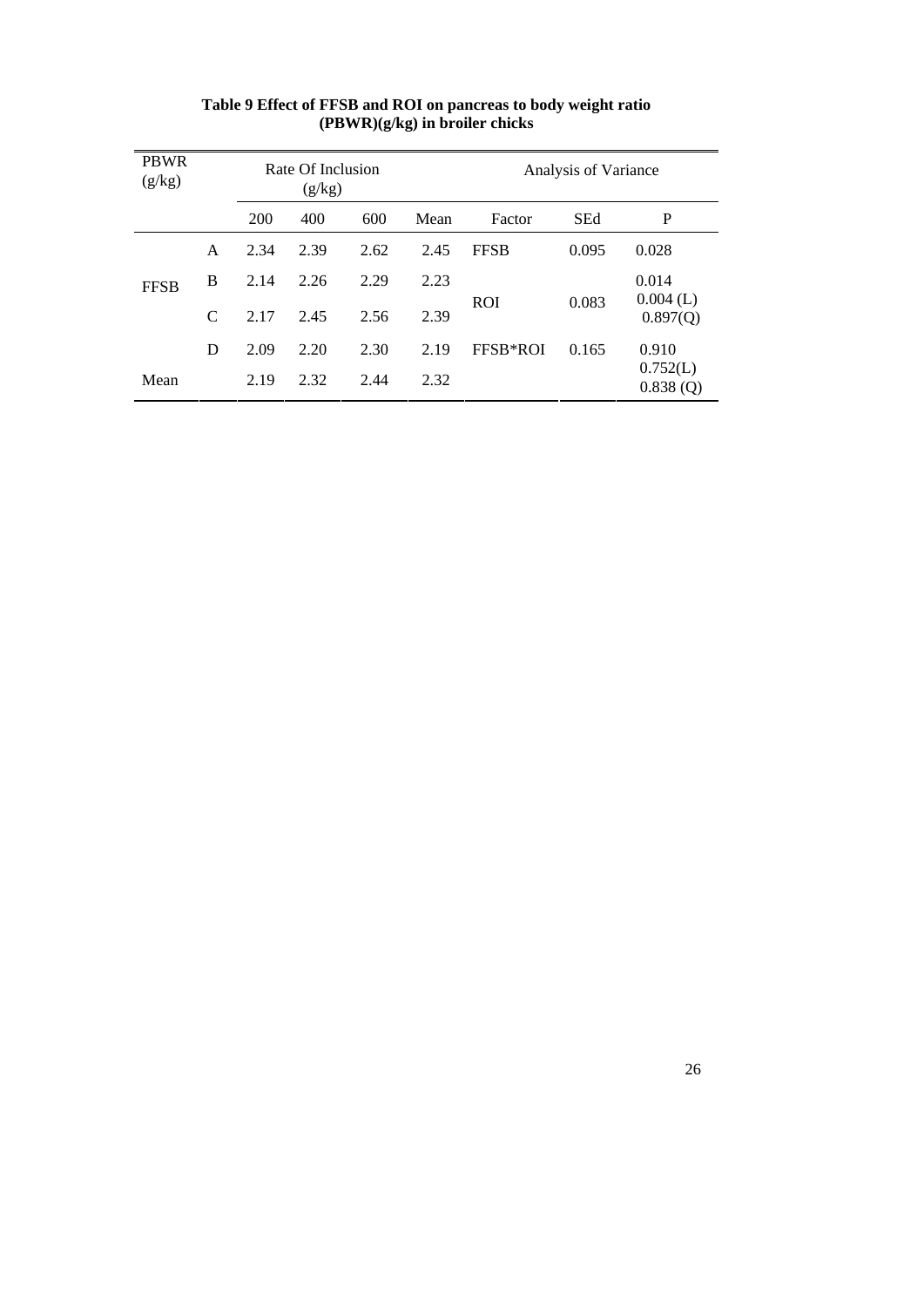**Table 9 Effect of FFSB and ROI on pancreas to body weight ratio (PBWR)(g/kg) in broiler chicks**

| PBWR (g/kg) | | Rate Of Inclusion (g/kg) | | | | Analysis of Variance | | |
|---|---|---|---|---|---|---|---|---|
| | | 200 | 400 | 600 | Mean | Factor | SEd | P |
| FFSB | A | 2.34 | 2.39 | 2.62 | 2.45 | FFSB | 0.095 | 0.028 |
| | B | 2.14 | 2.26 | 2.29 | 2.23 | ROI | 0.083 | 0.014 0.004 (L) 0.897(Q) |
| | C | 2.17 | 2.45 | 2.56 | 2.39 | | | |
| | D | 2.09 | 2.20 | 2.30 | 2.19 | FFSB*ROI | 0.165 | 0.910 0.752(L) 0.838 (Q) |
| Mean | | 2.19 | 2.32 | 2.44 | 2.32 | | | |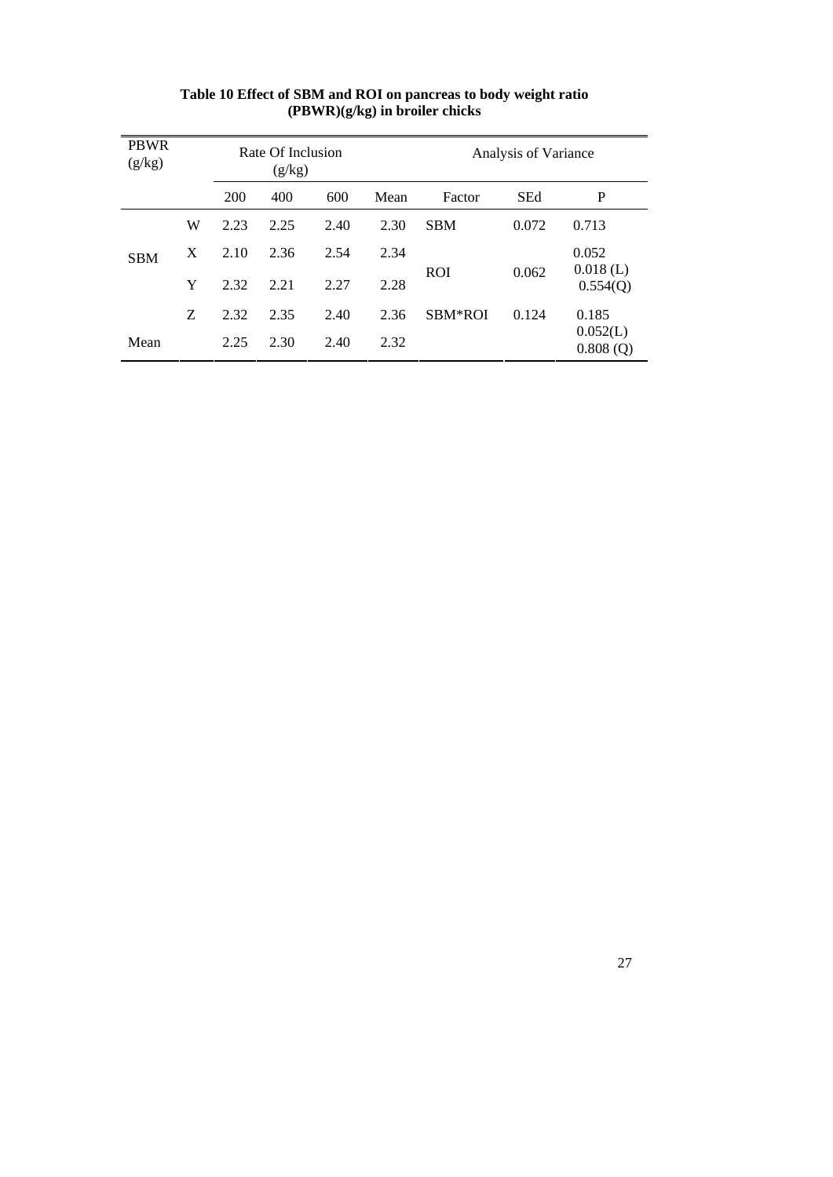**Table 10 Effect of SBM and ROI on pancreas to body weight ratio (PBWR)(g/kg) in broiler chicks**

| PBWR (g/kg) | | Rate Of Inclusion (g/kg) | | | | Analysis of Variance | | |
|---|---|---|---|---|---|---|---|---|
| | | 200 | 400 | 600 | Mean | Factor | SEd | P |
| SBM | W | 2.23 | 2.25 | 2.40 | 2.30 | SBM | 0.072 | 0.713 |
| | X | 2.10 | 2.36 | 2.54 | 2.34 | ROI | 0.062 | 0.052 0.018 (L) 0.554(Q) |
| | Y | 2.32 | 2.21 | 2.27 | 2.28 | | | |
| | Z | 2.32 | 2.35 | 2.40 | 2.36 | SBM*ROI | 0.124 | 0.185 0.052(L) 0.808 (Q) |
| Mean | | 2.25 | 2.30 | 2.40 | 2.32 | | | |